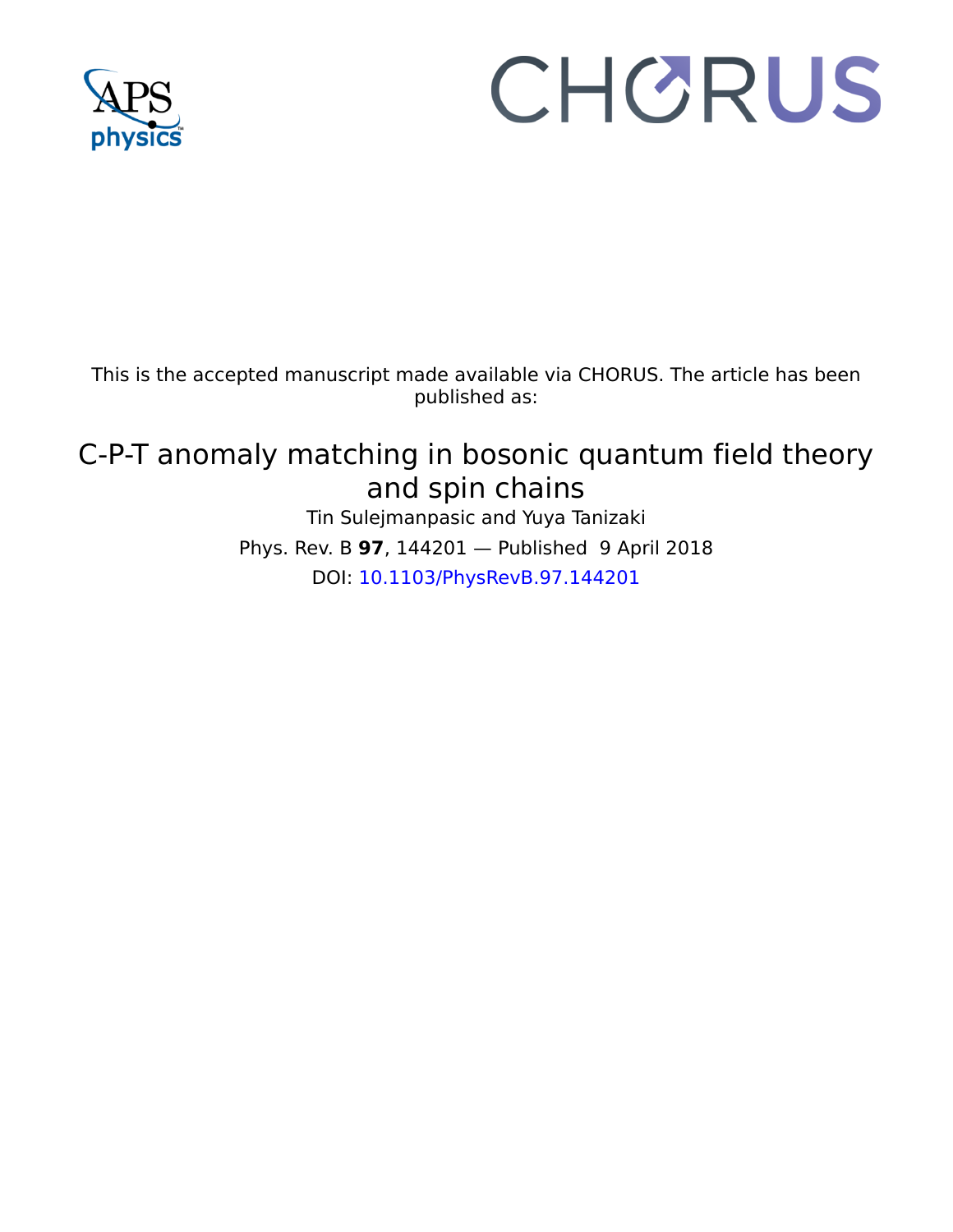This is the accepted manuscript made available via CHORUS. The article has been published as:

# C-P-T anomaly matching in bosonic quantum field theory and spin chains

Tin Sulejmanpasic and Yuya Tanizaki

Phys. Rev. B **97**, 144201 — Published 9 April 2018

DOI: 10.1103/PhysRevB.97.144201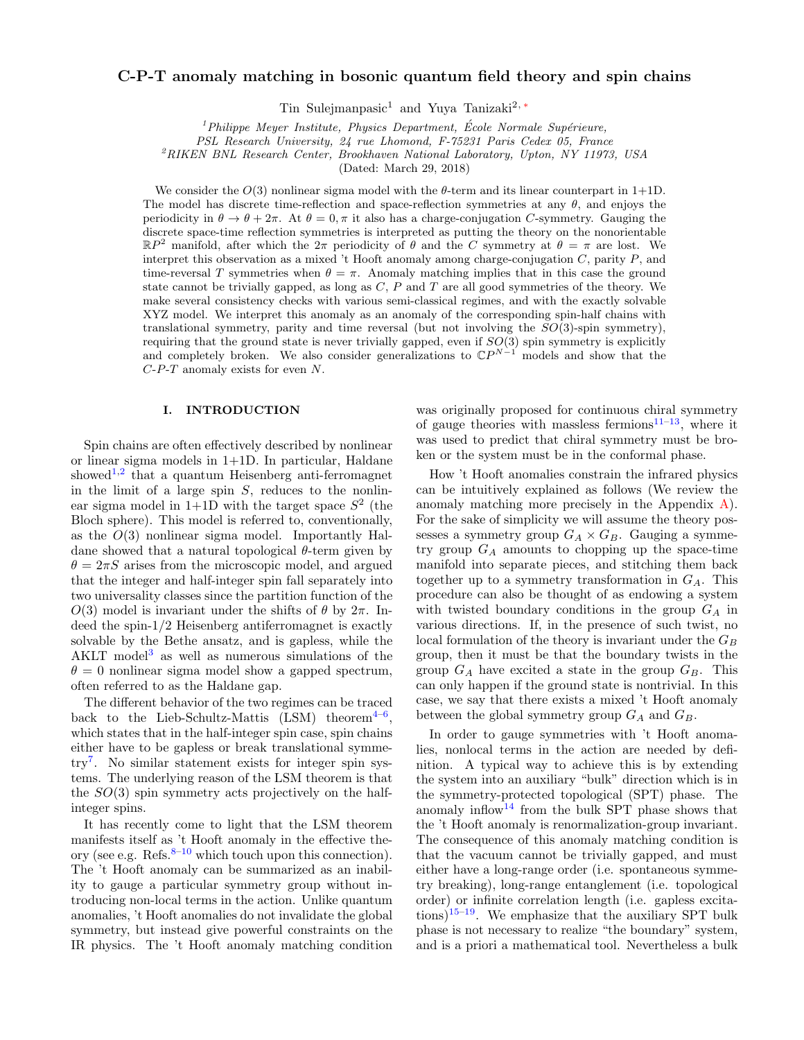# C-P-T anomaly matching in bosonic quantum field theory and spin chains

Tin Sulejmanpasic[1] and Yuya Tanizaki[2,*]

[1]*Philippe Meyer Institute, Physics Department, École Normale Supérieure, PSL Research University, 24 rue Lhomond, F-75231 Paris Cedex 05, France*
[2]*RIKEN BNL Research Center, Brookhaven National Laboratory, Upton, NY 11973, USA*
(Dated: March 29, 2018)

We consider the $O(3)$ nonlinear sigma model with the $\theta$-term and its linear counterpart in 1+1D. The model has discrete time-reflection and space-reflection symmetries at any $\theta$, and enjoys the periodicity in $\theta \to \theta + 2\pi$. At $\theta = 0, \pi$ it also has a charge-conjugation $C$-symmetry. Gauging the discrete space-time reflection symmetries is interpreted as putting the theory on the nonorientable $\mathbb{R}P^2$ manifold, after which the $2\pi$ periodicity of $\theta$ and the $C$ symmetry at $\theta = \pi$ are lost. We interpret this observation as a mixed 't Hooft anomaly among charge-conjugation $C$, parity $P$, and time-reversal $T$ symmetries when $\theta = \pi$. Anomaly matching implies that in this case the ground state cannot be trivially gapped, as long as $C$, $P$ and $T$ are all good symmetries of the theory. We make several consistency checks with various semi-classical regimes, and with the exactly solvable XYZ model. We interpret this anomaly as an anomaly of the corresponding spin-half chains with translational symmetry, parity and time reversal (but not involving the $SO(3)$-spin symmetry), requiring that the ground state is never trivially gapped, even if $SO(3)$ spin symmetry is explicitly and completely broken. We also consider generalizations to $\mathbb{C}P^{N-1}$ models and show that the $C$-$P$-$T$ anomaly exists for even $N$.

## I. INTRODUCTION

Spin chains are often effectively described by nonlinear or linear sigma models in 1+1D. In particular, Haldane showed[1,2] that a quantum Heisenberg anti-ferromagnet in the limit of a large spin $S$, reduces to the nonlinear sigma model in 1+1D with the target space $S^2$ (the Bloch sphere). This model is referred to, conventionally, as the $O(3)$ nonlinear sigma model. Importantly Haldane showed that a natural topological $\theta$-term given by $\theta = 2\pi S$ arises from the microscopic model, and argued that the integer and half-integer spin fall separately into two universality classes since the partition function of the $O(3)$ model is invariant under the shifts of $\theta$ by $2\pi$. Indeed the spin-1/2 Heisenberg antiferromagnet is exactly solvable by the Bethe ansatz, and is gapless, while the AKLT model[3] as well as numerous simulations of the $\theta = 0$ nonlinear sigma model show a gapped spectrum, often referred to as the Haldane gap.

The different behavior of the two regimes can be traced back to the Lieb-Schultz-Mattis (LSM) theorem[4–6], which states that in the half-integer spin case, spin chains either have to be gapless or break translational symmetry[7]. No similar statement exists for integer spin systems. The underlying reason of the LSM theorem is that the $SO(3)$ spin symmetry acts projectively on the half-integer spins.

It has recently come to light that the LSM theorem manifests itself as 't Hooft anomaly in the effective theory (see e.g. Refs.[8–10] which touch upon this connection). The 't Hooft anomaly can be summarized as an inability to gauge a particular symmetry group without introducing non-local terms in the action. Unlike quantum anomalies, 't Hooft anomalies do not invalidate the global symmetry, but instead give powerful constraints on the IR physics. The 't Hooft anomaly matching condition was originally proposed for continuous chiral symmetry of gauge theories with massless fermions[11–13], where it was used to predict that chiral symmetry must be broken or the system must be in the conformal phase.

How 't Hooft anomalies constrain the infrared physics can be intuitively explained as follows (We review the anomaly matching more precisely in the Appendix A). For the sake of simplicity we will assume the theory possesses a symmetry group $G_A \times G_B$. Gauging a symmetry group $G_A$ amounts to chopping up the space-time manifold into separate pieces, and stitching them back together up to a symmetry transformation in $G_A$. This procedure can also be thought of as endowing a system with twisted boundary conditions in the group $G_A$ in various directions. If, in the presence of such twist, no local formulation of the theory is invariant under the $G_B$ group, then it must be that the boundary twists in the group $G_A$ have excited a state in the group $G_B$. This can only happen if the ground state is nontrivial. In this case, we say that there exists a mixed 't Hooft anomaly between the global symmetry group $G_A$ and $G_B$.

In order to gauge symmetries with 't Hooft anomalies, nonlocal terms in the action are needed by definition. A typical way to achieve this is by extending the system into an auxiliary "bulk" direction which is in the symmetry-protected topological (SPT) phase. The anomaly inflow[14] from the bulk SPT phase shows that the 't Hooft anomaly is renormalization-group invariant. The consequence of this anomaly matching condition is that the vacuum cannot be trivially gapped, and must either have a long-range order (i.e. spontaneous symmetry breaking), long-range entanglement (i.e. topological order) or infinite correlation length (i.e. gapless excitations)[15–19]. We emphasize that the auxiliary SPT bulk phase is not necessary to realize "the boundary" system, and is a priori a mathematical tool. Nevertheless a bulk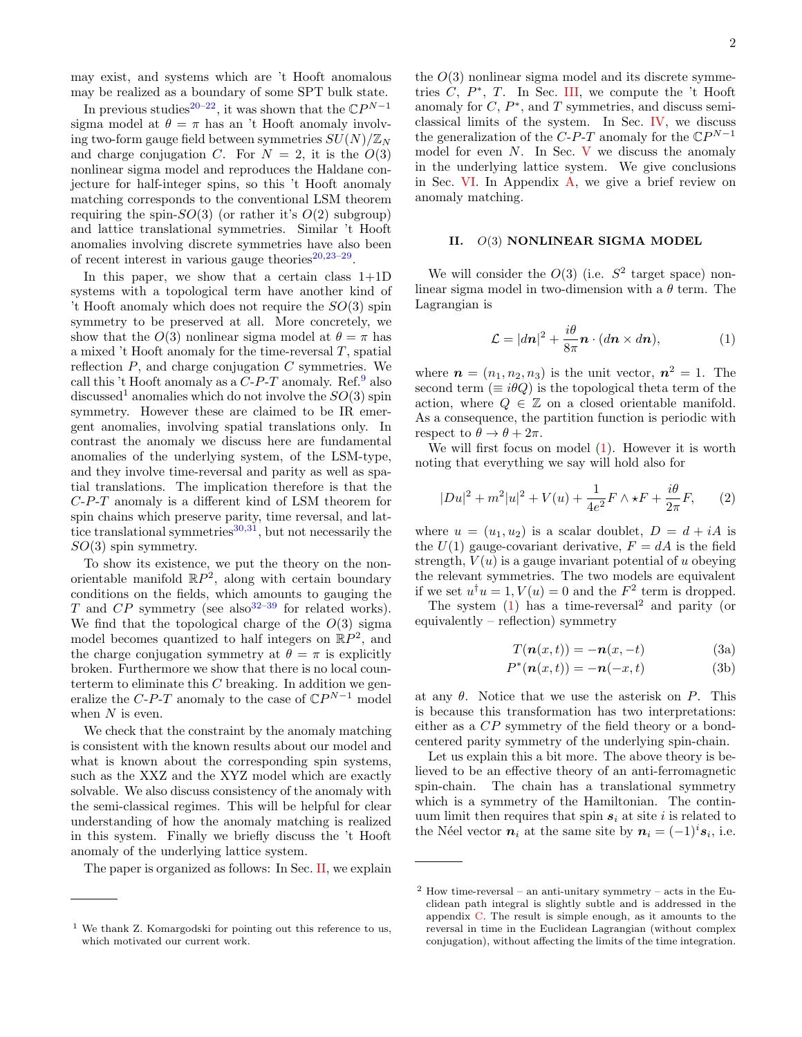may exist, and systems which are 't Hooft anomalous may be realized as a boundary of some SPT bulk state.

In previous studies[20–22], it was shown that the $\mathbb{C}P^{N-1}$ sigma model at $\theta = \pi$ has an 't Hooft anomaly involving two-form gauge field between symmetries $SU(N)/\mathbb{Z}_N$ and charge conjugation $C$. For $N = 2$, it is the $O(3)$ nonlinear sigma model and reproduces the Haldane conjecture for half-integer spins, so this 't Hooft anomaly matching corresponds to the conventional LSM theorem requiring the spin-$SO(3)$ (or rather it's $O(2)$ subgroup) and lattice translational symmetries. Similar 't Hooft anomalies involving discrete symmetries have also been of recent interest in various gauge theories[20,23–29].

In this paper, we show that a certain class 1+1D systems with a topological term have another kind of 't Hooft anomaly which does not require the $SO(3)$ spin symmetry to be preserved at all. More concretely, we show that the $O(3)$ nonlinear sigma model at $\theta = \pi$ has a mixed 't Hooft anomaly for the time-reversal $T$, spatial reflection $P$, and charge conjugation $C$ symmetries. We call this 't Hooft anomaly as a $C$-$P$-$T$ anomaly. Ref.[9] also discussed[1] anomalies which do not involve the $SO(3)$ spin symmetry. However these are claimed to be IR emergent anomalies, involving spatial translations only. In contrast the anomaly we discuss here are fundamental anomalies of the underlying system, of the LSM-type, and they involve time-reversal and parity as well as spatial translations. The implication therefore is that the $C$-$P$-$T$ anomaly is a different kind of LSM theorem for spin chains which preserve parity, time reversal, and lattice translational symmetries[30,31], but not necessarily the $SO(3)$ spin symmetry.

To show its existence, we put the theory on the non-orientable manifold $\mathbb{R}P^2$, along with certain boundary conditions on the fields, which amounts to gauging the $T$ and $CP$ symmetry (see also[32–39] for related works). We find that the topological charge of the $O(3)$ sigma model becomes quantized to half integers on $\mathbb{R}P^2$, and the charge conjugation symmetry at $\theta = \pi$ is explicitly broken. Furthermore we show that there is no local counterterm to eliminate this $C$ breaking. In addition we generalize the $C$-$P$-$T$ anomaly to the case of $\mathbb{C}P^{N-1}$ model when $N$ is even.

We check that the constraint by the anomaly matching is consistent with the known results about our model and what is known about the corresponding spin systems, such as the XXZ and the XYZ model which are exactly solvable. We also discuss consistency of the anomaly with the semi-classical regimes. This will be helpful for clear understanding of how the anomaly matching is realized in this system. Finally we briefly discuss the 't Hooft anomaly of the underlying lattice system.

The paper is organized as follows: In Sec. II, we explain the $O(3)$ nonlinear sigma model and its discrete symmetries $C$, $P^*$, $T$. In Sec. III, we compute the 't Hooft anomaly for $C$, $P^*$, and $T$ symmetries, and discuss semi-classical limits of the system. In Sec. IV, we discuss the generalization of the $C$-$P$-$T$ anomaly for the $\mathbb{C}P^{N-1}$ model for even $N$. In Sec. V we discuss the anomaly in the underlying lattice system. We give conclusions in Sec. VI. In Appendix A, we give a brief review on anomaly matching.

## II. $O(3)$ NONLINEAR SIGMA MODEL

We will consider the $O(3)$ (i.e. $S^2$ target space) nonlinear sigma model in two-dimension with a $\theta$ term. The Lagrangian is

$$\mathcal{L} = |d\boldsymbol{n}|^2 + \frac{i\theta}{8\pi}\boldsymbol{n}\cdot(d\boldsymbol{n}\times d\boldsymbol{n}), \tag{1}$$

where $\boldsymbol{n} = (n_1, n_2, n_3)$ is the unit vector, $\boldsymbol{n}^2 = 1$. The second term ($\equiv i\theta Q$) is the topological theta term of the action, where $Q \in \mathbb{Z}$ on a closed orientable manifold. As a consequence, the partition function is periodic with respect to $\theta \to \theta + 2\pi$.

We will first focus on model (1). However it is worth noting that everything we say will hold also for

$$|Du|^2 + m^2|u|^2 + V(u) + \frac{1}{4e^2}F\wedge\star F + \frac{i\theta}{2\pi}F, \tag{2}$$

where $u = (u_1, u_2)$ is a scalar doublet, $D = d + iA$ is the $U(1)$ gauge-covariant derivative, $F = dA$ is the field strength, $V(u)$ is a gauge invariant potential of $u$ obeying the relevant symmetries. The two models are equivalent if we set $u^\dagger u = 1, V(u) = 0$ and the $F^2$ term is dropped.

The system (1) has a time-reversal[2] and parity (or equivalently – reflection) symmetry

$$T(\boldsymbol{n}(x,t)) = -\boldsymbol{n}(x,-t) \tag{3a}$$
$$P^*(\boldsymbol{n}(x,t)) = -\boldsymbol{n}(-x,t) \tag{3b}$$

at any $\theta$. Notice that we use the asterisk on $P$. This is because this transformation has two interpretations: either as a $CP$ symmetry of the field theory or a bond-centered parity symmetry of the underlying spin-chain.

Let us explain this a bit more. The above theory is believed to be an effective theory of an anti-ferromagnetic spin-chain. The chain has a translational symmetry which is a symmetry of the Hamiltonian. The continuum limit then requires that spin $\boldsymbol{s}_i$ at site $i$ is related to the Néel vector $\boldsymbol{n}_i$ at the same site by $\boldsymbol{n}_i = (-1)^i\boldsymbol{s}_i$, i.e.

---

[1] We thank Z. Komargodski for pointing out this reference to us, which motivated our current work.

[2] How time-reversal – an anti-unitary symmetry – acts in the Euclidean path integral is slightly subtle and is addressed in the appendix C. The result is simple enough, as it amounts to the reversal in time in the Euclidean Lagrangian (without complex conjugation), without affecting the limits of the time integration.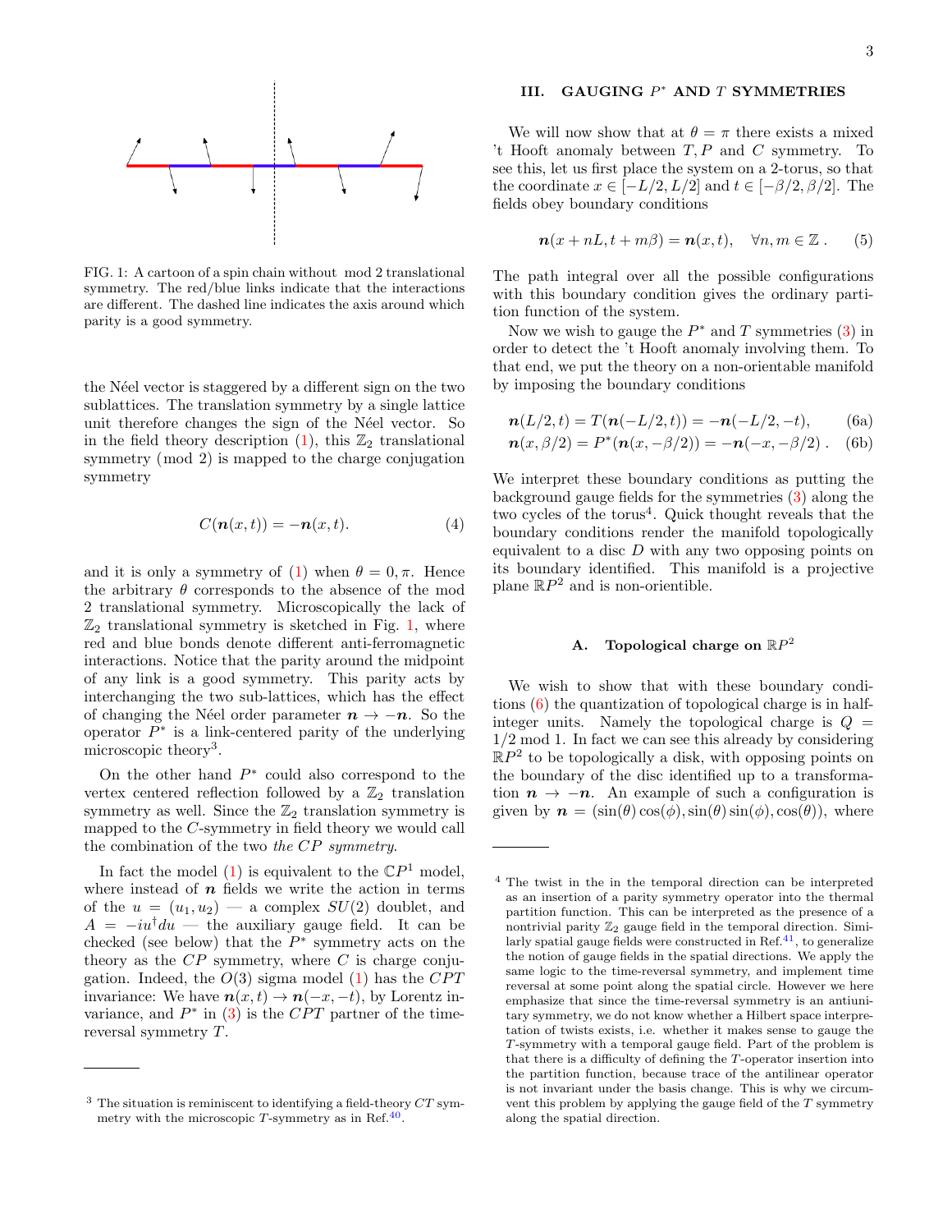FIG. 1: A cartoon of a spin chain without mod 2 translational symmetry. The red/blue links indicate that the interactions are different. The dashed line indicates the axis around which parity is a good symmetry.

the Néel vector is staggered by a different sign on the two sublattices. The translation symmetry by a single lattice unit therefore changes the sign of the Néel vector. So in the field theory description (1), this $\mathbb{Z}_2$ translational symmetry (mod 2) is mapped to the charge conjugation symmetry

$$C(\boldsymbol{n}(x,t)) = -\boldsymbol{n}(x,t). \tag{4}$$

and it is only a symmetry of (1) when $\theta = 0, \pi$. Hence the arbitrary $\theta$ corresponds to the absence of the mod 2 translational symmetry. Microscopically the lack of $\mathbb{Z}_2$ translational symmetry is sketched in Fig. 1, where red and blue bonds denote different anti-ferromagnetic interactions. Notice that the parity around the midpoint of any link is a good symmetry. This parity acts by interchanging the two sub-lattices, which has the effect of changing the Néel order parameter $\boldsymbol{n} \to -\boldsymbol{n}$. So the operator $P^*$ is a link-centered parity of the underlying microscopic theory[3].

On the other hand $P^*$ could also correspond to the vertex centered reflection followed by a $\mathbb{Z}_2$ translation symmetry as well. Since the $\mathbb{Z}_2$ translation symmetry is mapped to the $C$-symmetry in field theory we would call the combination of the two *the CP symmetry*.

In fact the model (1) is equivalent to the $\mathbb{C}P^1$ model, where instead of $\boldsymbol{n}$ fields we write the action in terms of the $u = (u_1, u_2)$ — a complex $SU(2)$ doublet, and $A = -iu^\dagger du$ — the auxiliary gauge field. It can be checked (see below) that the $P^*$ symmetry acts on the theory as the $CP$ symmetry, where $C$ is charge conjugation. Indeed, the $O(3)$ sigma model (1) has the $CPT$ invariance: We have $\boldsymbol{n}(x,t) \to \boldsymbol{n}(-x,-t)$, by Lorentz invariance, and $P^*$ in (3) is the $CPT$ partner of the time-reversal symmetry $T$.

[3] The situation is reminiscent to identifying a field-theory $CT$ symmetry with the microscopic $T$-symmetry as in Ref.[40].

## III. GAUGING $P^*$ AND $T$ SYMMETRIES

We will now show that at $\theta = \pi$ there exists a mixed 't Hooft anomaly between $T, P$ and $C$ symmetry. To see this, let us first place the system on a 2-torus, so that the coordinate $x \in [-L/2, L/2]$ and $t \in [-\beta/2, \beta/2]$. The fields obey boundary conditions

$$\boldsymbol{n}(x + nL, t + m\beta) = \boldsymbol{n}(x,t), \quad \forall n, m \in \mathbb{Z}\,. \tag{5}$$

The path integral over all the possible configurations with this boundary condition gives the ordinary partition function of the system.

Now we wish to gauge the $P^*$ and $T$ symmetries (3) in order to detect the 't Hooft anomaly involving them. To that end, we put the theory on a non-orientable manifold by imposing the boundary conditions

$$\boldsymbol{n}(L/2, t) = T(\boldsymbol{n}(-L/2, t)) = -\boldsymbol{n}(-L/2, -t), \tag{6a}$$

$$\boldsymbol{n}(x, \beta/2) = P^*(\boldsymbol{n}(x, -\beta/2)) = -\boldsymbol{n}(-x, -\beta/2)\,. \tag{6b}$$

We interpret these boundary conditions as putting the background gauge fields for the symmetries (3) along the two cycles of the torus[4]. Quick thought reveals that the boundary conditions render the manifold topologically equivalent to a disc $D$ with any two opposing points on its boundary identified. This manifold is a projective plane $\mathbb{R}P^2$ and is non-orientible.

### A. Topological charge on $\mathbb{R}P^2$

We wish to show that with these boundary conditions (6) the quantization of topological charge is in half-integer units. Namely the topological charge is $Q = 1/2 \bmod 1$. In fact we can see this already by considering $\mathbb{R}P^2$ to be topologically a disk, with opposing points on the boundary of the disc identified up to a transformation $\boldsymbol{n} \to -\boldsymbol{n}$. An example of such a configuration is given by $\boldsymbol{n} = (\sin(\theta)\cos(\phi), \sin(\theta)\sin(\phi), \cos(\theta))$, where

[4] The twist in the in the temporal direction can be interpreted as an insertion of a parity symmetry operator into the thermal partition function. This can be interpreted as the presence of a nontrivial parity $\mathbb{Z}_2$ gauge field in the temporal direction. Similarly spatial gauge fields were constructed in Ref.[41], to generalize the notion of gauge fields in the spatial directions. We apply the same logic to the time-reversal symmetry, and implement time reversal at some point along the spatial circle. However we here emphasize that since the time-reversal symmetry is an antiunitary symmetry, we do not know whether a Hilbert space interpretation of twists exists, i.e. whether it makes sense to gauge the $T$-symmetry with a temporal gauge field. Part of the problem is that there is a difficulty of defining the $T$-operator insertion into the partition function, because trace of the antilinear operator is not invariant under the basis change. This is why we circumvent this problem by applying the gauge field of the $T$ symmetry along the spatial direction.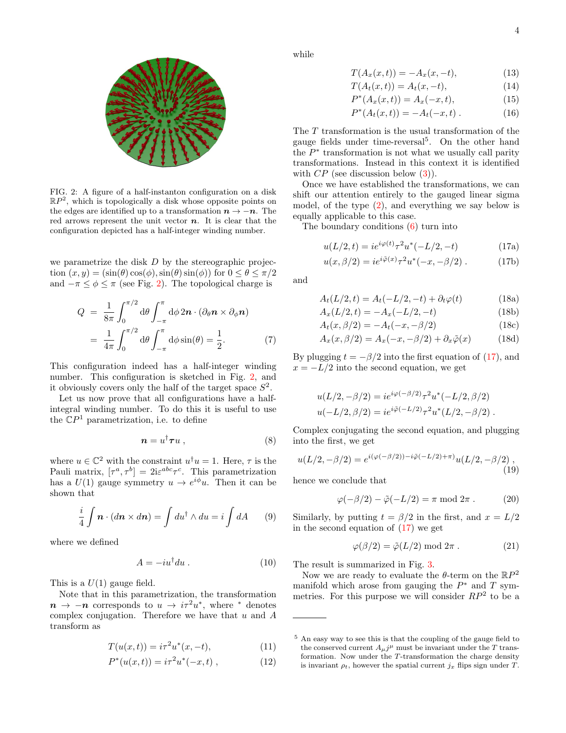FIG. 2: A figure of a half-instanton configuration on a disk $\mathbb{R}P^2$, which is topologically a disk whose opposite points on the edges are identified up to a transformation $\boldsymbol{n} \to -\boldsymbol{n}$. The red arrows represent the unit vector $\boldsymbol{n}$. It is clear that the configuration depicted has a half-integer winding number.

we parametrize the disk $D$ by the stereographic projection $(x, y) = (\sin(\theta)\cos(\phi), \sin(\theta)\sin(\phi))$ for $0 \le \theta \le \pi/2$ and $-\pi \le \phi \le \pi$ (see Fig. 2). The topological charge is

$$
\begin{aligned}
Q &= \frac{1}{8\pi}\int_0^{\pi/2} \mathrm{d}\theta \int_{-\pi}^{\pi} \mathrm{d}\phi\, 2\boldsymbol{n}\cdot(\partial_\theta \boldsymbol{n} \times \partial_\phi \boldsymbol{n}) \\
&= \frac{1}{4\pi}\int_0^{\pi/2} \mathrm{d}\theta \int_{-\pi}^{\pi} \mathrm{d}\phi \sin(\theta) = \frac{1}{2}.
\end{aligned} \tag{7}
$$

This configuration indeed has a half-integer winding number. This configuration is sketched in Fig. 2, and it obviously covers only the half of the target space $S^2$.

Let us now prove that all configurations have a half-integral winding number. To do this it is useful to use the $\mathbb{C}P^1$ parametrization, i.e. to define

$$
\boldsymbol{n} = u^\dagger \boldsymbol{\tau} u \,, \tag{8}
$$

where $u \in \mathbb{C}^2$ with the constraint $u^\dagger u = 1$. Here, $\tau$ is the Pauli matrix, $[\tau^a, \tau^b] = 2\mathrm{i}\varepsilon^{abc}\tau^c$. This parametrization has a $U(1)$ gauge symmetry $u \to e^{i\phi}u$. Then it can be shown that

$$
\frac{i}{4}\int \boldsymbol{n}\cdot(d\boldsymbol{n} \times d\boldsymbol{n}) = \int du^\dagger \wedge du = i\int dA \tag{9}
$$

where we defined

$$
A = -iu^\dagger du \,. \tag{10}
$$

This is a $U(1)$ gauge field.

Note that in this parametrization, the transformation $\boldsymbol{n} \to -\boldsymbol{n}$ corresponds to $u \to i\tau^2 u^*$, where $^*$ denotes complex conjugation. Therefore we have that $u$ and $A$ transform as

$$
T(u(x,t)) = i\tau^2 u^*(x,-t), \tag{11}
$$

$$
P^*(u(x,t)) = i\tau^2 u^*(-x,t) \,, \tag{12}
$$

while

$$
T(A_x(x,t)) = -A_x(x,-t), \tag{13}
$$

$$
T(A_t(x,t)) = A_t(x,-t), \tag{14}
$$

$$
P^*(A_x(x,t)) = A_x(-x,t), \tag{15}
$$

$$
P^*(A_t(x,t)) = -A_t(-x,t) \,. \tag{16}
$$

The $T$ transformation is the usual transformation of the gauge fields under time-reversal[5]. On the other hand the $P^*$ transformation is not what we usually call parity transformations. Instead in this context it is identified with $CP$ (see discussion below (3)).

Once we have established the transformations, we can shift our attention entirely to the gauged linear sigma model, of the type (2), and everything we say below is equally applicable to this case.

The boundary conditions (6) turn into

$$
u(L/2,t) = ie^{i\varphi(t)}\tau^2 u^*(-L/2,-t) \tag{17a}
$$

$$
u(x,\beta/2) = ie^{i\tilde{\varphi}(x)}\tau^2 u^*(-x,-\beta/2) \,. \tag{17b}
$$

and

$$
A_t(L/2,t) = A_t(-L/2,-t) + \partial_t\varphi(t) \tag{18a}
$$

$$
A_x(L/2,t) = -A_x(-L/2,-t) \tag{18b}
$$

$$
A_t(x,\beta/2) = -A_t(-x,-\beta/2) \tag{18c}
$$

$$
A_x(x,\beta/2) = A_x(-x,-\beta/2) + \partial_x\tilde{\varphi}(x) \tag{18d}
$$

By plugging $t = -\beta/2$ into the first equation of (17), and $x = -L/2$ into the second equation, we get

$$
\begin{aligned}
u(L/2,-\beta/2) &= ie^{i\varphi(-\beta/2)}\tau^2 u^*(-L/2,\beta/2) \\
u(-L/2,\beta/2) &= ie^{i\tilde{\varphi}(-L/2)}\tau^2 u^*(L/2,-\beta/2) \,.
\end{aligned}
$$

Complex conjugating the second equation, and plugging into the first, we get

$$
u(L/2,-\beta/2) = e^{i(\varphi(-\beta/2)) - i\tilde{\varphi}(-L/2) + \pi)}u(L/2,-\beta/2) \,, \tag{19}
$$

hence we conclude that

$$
\varphi(-\beta/2) - \tilde{\varphi}(-L/2) = \pi \bmod 2\pi \,. \tag{20}
$$

Similarly, by putting $t = \beta/2$ in the first, and $x = L/2$ in the second equation of (17) we get

$$
\varphi(\beta/2) = \tilde{\varphi}(L/2) \bmod 2\pi \,. \tag{21}
$$

The result is summarized in Fig. 3.

Now we are ready to evaluate the $\theta$-term on the $\mathbb{R}P^2$ manifold which arose from gauging the $P^*$ and $T$ symmetries. For this purpose we will consider $RP^2$ to be a

[5] An easy way to see this is that the coupling of the gauge field to the conserved current $A_\mu j^\mu$ must be invariant under the $T$ transformation. Now under the $T$-transformation the charge density is invariant $\rho_t$, however the spatial current $j_x$ flips sign under $T$.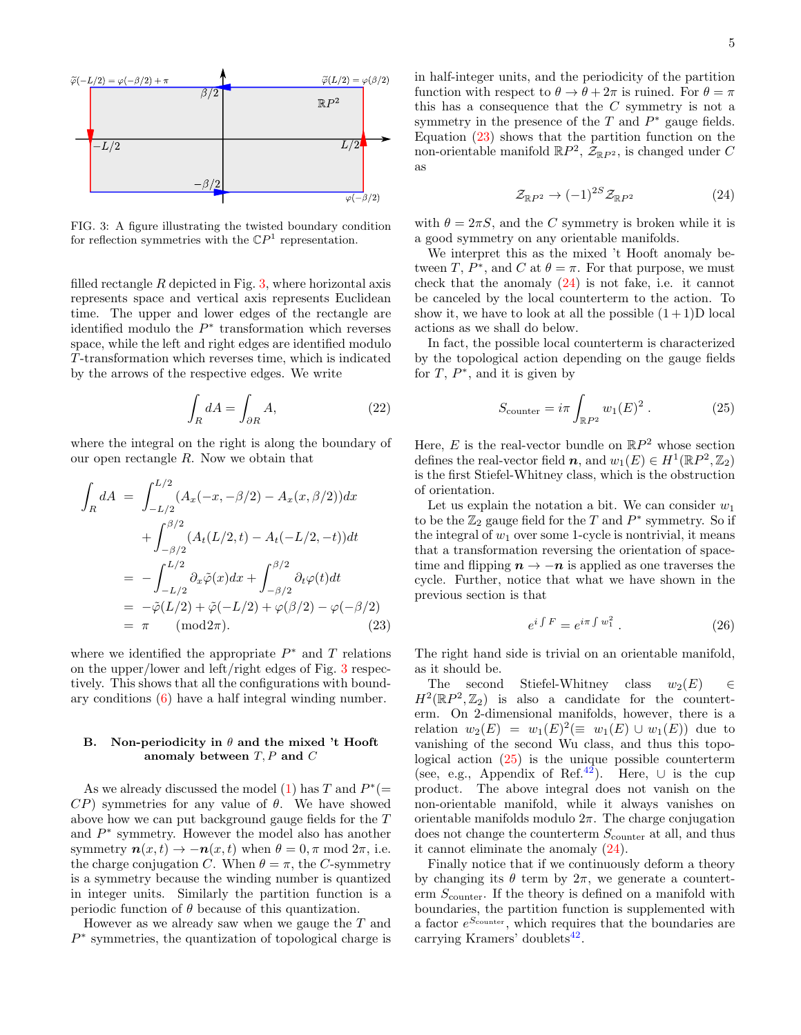FIG. 3: A figure illustrating the twisted boundary condition for reflection symmetries with the $\mathbb{C}P^1$ representation.

filled rectangle $R$ depicted in Fig. 3, where horizontal axis represents space and vertical axis represents Euclidean time. The upper and lower edges of the rectangle are identified modulo the $P^*$ transformation which reverses space, while the left and right edges are identified modulo $T$-transformation which reverses time, which is indicated by the arrows of the respective edges. We write

$$\int_R dA = \int_{\partial R} A, \tag{22}$$

where the integral on the right is along the boundary of our open rectangle $R$. Now we obtain that

$$\begin{aligned}
\int_R dA &= \int_{-L/2}^{L/2} (A_x(-x,-\beta/2) - A_x(x,\beta/2))dx \\
&\quad + \int_{-\beta/2}^{\beta/2} (A_t(L/2,t) - A_t(-L/2,-t))dt \\
&= -\int_{-L/2}^{L/2} \partial_x \tilde{\varphi}(x)dx + \int_{-\beta/2}^{\beta/2} \partial_t \varphi(t)dt \\
&= -\tilde{\varphi}(L/2) + \tilde{\varphi}(-L/2) + \varphi(\beta/2) - \varphi(-\beta/2) \\
&= \pi \qquad (\mathrm{mod} 2\pi).
\end{aligned} \tag{23}$$

where we identified the appropriate $P^*$ and $T$ relations on the upper/lower and left/right edges of Fig. 3 respectively. This shows that all the configurations with boundary conditions (6) have a half integral winding number.

### B. Non-periodicity in $\theta$ and the mixed 't Hooft anomaly between $T, P$ and $C$

As we already discussed the model (1) has $T$ and $P^*(= CP)$ symmetries for any value of $\theta$. We have showed above how we can put background gauge fields for the $T$ and $P^*$ symmetry. However the model also has another symmetry $\boldsymbol{n}(x,t) \to -\boldsymbol{n}(x,t)$ when $\theta = 0, \pi \bmod 2\pi$, i.e. the charge conjugation $C$. When $\theta = \pi$, the $C$-symmetry is a symmetry because the winding number is quantized in integer units. Similarly the partition function is a periodic function of $\theta$ because of this quantization.

However as we already saw when we gauge the $T$ and $P^*$ symmetries, the quantization of topological charge is in half-integer units, and the periodicity of the partition function with respect to $\theta \to \theta + 2\pi$ is ruined. For $\theta = \pi$ this has a consequence that the $C$ symmetry is not a symmetry in the presence of the $T$ and $P^*$ gauge fields. Equation (23) shows that the partition function on the non-orientable manifold $\mathbb{R}P^2$, $\mathcal{Z}_{\mathbb{R}P^2}$, is changed under $C$ as

$$\mathcal{Z}_{\mathbb{R}P^2} \to (-1)^{2S} \mathcal{Z}_{\mathbb{R}P^2} \tag{24}$$

with $\theta = 2\pi S$, and the $C$ symmetry is broken while it is a good symmetry on any orientable manifolds.

We interpret this as the mixed 't Hooft anomaly between $T$, $P^*$, and $C$ at $\theta = \pi$. For that purpose, we must check that the anomaly (24) is not fake, i.e. it cannot be canceled by the local counterterm to the action. To show it, we have to look at all the possible $(1+1)$D local actions as we shall do below.

In fact, the possible local counterterm is characterized by the topological action depending on the gauge fields for $T$, $P^*$, and it is given by

$$S_{\mathrm{counter}} = i\pi \int_{\mathbb{R}P^2} w_1(E)^2 \,. \tag{25}$$

Here, $E$ is the real-vector bundle on $\mathbb{R}P^2$ whose section defines the real-vector field $\boldsymbol{n}$, and $w_1(E) \in H^1(\mathbb{R}P^2, \mathbb{Z}_2)$ is the first Stiefel-Whitney class, which is the obstruction of orientation.

Let us explain the notation a bit. We can consider $w_1$ to be the $\mathbb{Z}_2$ gauge field for the $T$ and $P^*$ symmetry. So if the integral of $w_1$ over some 1-cycle is nontrivial, it means that a transformation reversing the orientation of spacetime and flipping $\boldsymbol{n} \to -\boldsymbol{n}$ is applied as one traverses the cycle. Further, notice that what we have shown in the previous section is that

$$e^{i\int F} = e^{i\pi \int w_1^2} \,. \tag{26}$$

The right hand side is trivial on an orientable manifold, as it should be.

The second Stiefel-Whitney class $w_2(E) \in H^2(\mathbb{R}P^2, \mathbb{Z}_2)$ is also a candidate for the counterterm. On 2-dimensional manifolds, however, there is a relation $w_2(E) = w_1(E)^2 (\equiv w_1(E) \cup w_1(E))$ due to vanishing of the second Wu class, and thus this topological action (25) is the unique possible counterterm (see, e.g., Appendix of Ref.[42]). Here, $\cup$ is the cup product. The above integral does not vanish on the non-orientable manifold, while it always vanishes on orientable manifolds modulo $2\pi$. The charge conjugation does not change the counterterm $S_{\mathrm{counter}}$ at all, and thus it cannot eliminate the anomaly (24).

Finally notice that if we continuously deform a theory by changing its $\theta$ term by $2\pi$, we generate a counterterm $S_{\mathrm{counter}}$. If the theory is defined on a manifold with boundaries, the partition function is supplemented with a factor $e^{S_{\mathrm{counter}}}$, which requires that the boundaries are carrying Kramers' doublets[42].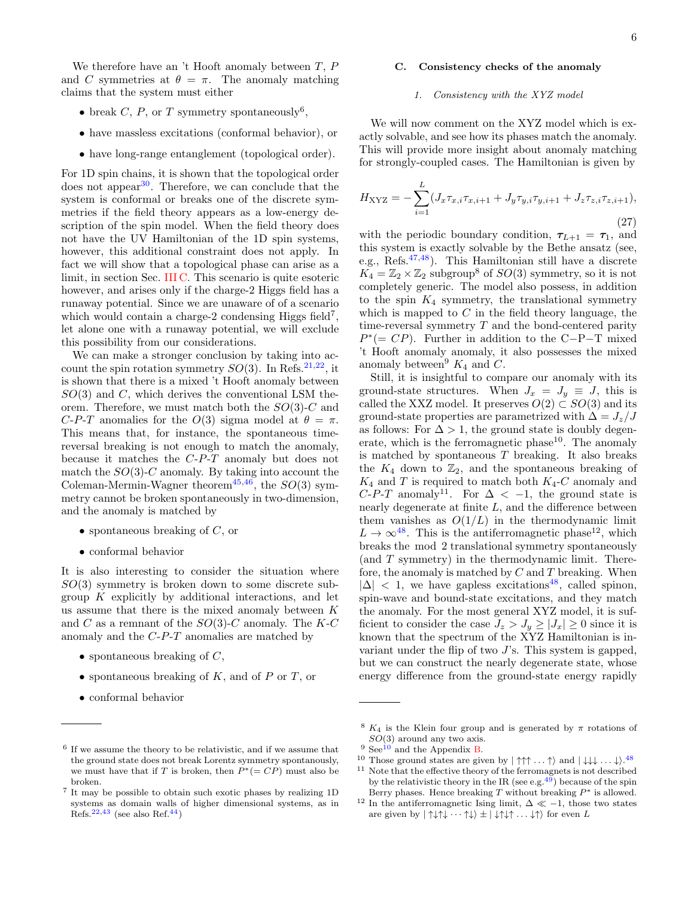We therefore have an 't Hooft anomaly between $T$, $P$ and $C$ symmetries at $\theta = \pi$. The anomaly matching claims that the system must either

- break $C$, $P$, or $T$ symmetry spontaneously[6],
- have massless excitations (conformal behavior), or
- have long-range entanglement (topological order).

For 1D spin chains, it is shown that the topological order does not appear[30]. Therefore, we can conclude that the system is conformal or breaks one of the discrete symmetries if the field theory appears as a low-energy description of the spin model. When the field theory does not have the UV Hamiltonian of the 1D spin systems, however, this additional constraint does not apply. In fact we will show that a topological phase can arise as a limit, in section Sec. III C. This scenario is quite esoteric however, and arises only if the charge-2 Higgs field has a runaway potential. Since we are unaware of of a scenario which would contain a charge-2 condensing Higgs field[7], let alone one with a runaway potential, we will exclude this possibility from our considerations.

We can make a stronger conclusion by taking into account the spin rotation symmetry $SO(3)$. In Refs.[21,22], it is shown that there is a mixed 't Hooft anomaly between $SO(3)$ and $C$, which derives the conventional LSM theorem. Therefore, we must match both the $SO(3)$-$C$ and $C$-$P$-$T$ anomalies for the $O(3)$ sigma model at $\theta = \pi$. This means that, for instance, the spontaneous time-reversal breaking is not enough to match the anomaly, because it matches the $C$-$P$-$T$ anomaly but does not match the $SO(3)$-$C$ anomaly. By taking into account the Coleman-Mermin-Wagner theorem[45,46], the $SO(3)$ symmetry cannot be broken spontaneously in two-dimension, and the anomaly is matched by

- spontaneous breaking of $C$, or
- conformal behavior

It is also interesting to consider the situation where $SO(3)$ symmetry is broken down to some discrete subgroup $K$ explicitly by additional interactions, and let us assume that there is the mixed anomaly between $K$ and $C$ as a remnant of the $SO(3)$-$C$ anomaly. The $K$-$C$ anomaly and the $C$-$P$-$T$ anomalies are matched by

- spontaneous breaking of $C$,
- spontaneous breaking of $K$, and of $P$ or $T$, or
- conformal behavior

### C. Consistency checks of the anomaly

#### 1. Consistency with the XYZ model

We will now comment on the XYZ model which is exactly solvable, and see how its phases match the anomaly. This will provide more insight about anomaly matching for strongly-coupled cases. The Hamiltonian is given by

$$H_{\mathrm{XYZ}} = -\sum_{i=1}^{L}(J_x \tau_{x,i}\tau_{x,i+1} + J_y \tau_{y,i}\tau_{y,i+1} + J_z \tau_{z,i}\tau_{z,i+1}), \tag{27}$$

with the periodic boundary condition, $\boldsymbol{\tau}_{L+1} = \boldsymbol{\tau}_1$, and this system is exactly solvable by the Bethe ansatz (see, e.g., Refs.[47,48]). This Hamiltonian still have a discrete $K_4 = \mathbb{Z}_2 \times \mathbb{Z}_2$ subgroup[8] of $SO(3)$ symmetry, so it is not completely generic. The model also possess, in addition to the spin $K_4$ symmetry, the translational symmetry which is mapped to $C$ in the field theory language, the time-reversal symmetry $T$ and the bond-centered parity $P^*(= CP)$. Further in addition to the C−P−T mixed 't Hooft anomaly anomaly, it also possesses the mixed anomaly between[9] $K_4$ and $C$.

Still, it is insightful to compare our anomaly with its ground-state structures. When $J_x = J_y \equiv J$, this is called the XXZ model. It preserves $O(2) \subset SO(3)$ and its ground-state properties are parametrized with $\Delta = J_z/J$ as follows: For $\Delta > 1$, the ground state is doubly degenerate, which is the ferromagnetic phase[10]. The anomaly is matched by spontaneous $T$ breaking. It also breaks the $K_4$ down to $\mathbb{Z}_2$, and the spontaneous breaking of $K_4$ and $T$ is required to match both $K_4$-$C$ anomaly and $C$-$P$-$T$ anomaly[11]. For $\Delta < -1$, the ground state is nearly degenerate at finite $L$, and the difference between them vanishes as $O(1/L)$ in the thermodynamic limit $L \to \infty$[48]. This is the antiferromagnetic phase[12], which breaks the mod 2 translational symmetry spontaneously (and $T$ symmetry) in the thermodynamic limit. Therefore, the anomaly is matched by $C$ and $T$ breaking. When $|\Delta| < 1$, we have gapless excitations[48], called spinon, spin-wave and bound-state excitations, and they match the anomaly. For the most general XYZ model, it is sufficient to consider the case $J_z > J_y \geq |J_x| \geq 0$ since it is known that the spectrum of the XYZ Hamiltonian is invariant under the flip of two $J$'s. This system is gapped, but we can construct the nearly degenerate state, whose energy difference from the ground-state energy rapidly

---

[6] If we assume the theory to be relativistic, and if we assume that the ground state does not break Lorentz symmetry spontaneously, we must have that if $T$ is broken, then $P^*(= CP)$ must also be broken.

[7] It may be possible to obtain such exotic phases by realizing 1D systems as domain walls of higher dimensional systems, as in Refs.[22,43] (see also Ref.[44])

[8] $K_4$ is the Klein four group and is generated by $\pi$ rotations of $SO(3)$ around any two axis.

[9] See[10] and the Appendix B.

[10] Those ground states are given by $|\uparrow\uparrow\uparrow\ldots\uparrow\rangle$ and $|\downarrow\downarrow\downarrow\ldots\downarrow\rangle$.[48]

[11] Note that the effective theory of the ferromagnets is not described by the relativistic theory in the IR (see e.g.[49]) because of the spin Berry phases. Hence breaking $T$ without breaking $P^*$ is allowed.

[12] In the antiferromagnetic Ising limit, $\Delta \ll -1$, those two states are given by $|\uparrow\downarrow\uparrow\downarrow\cdots\uparrow\downarrow\rangle \pm |\downarrow\uparrow\downarrow\uparrow\ldots\downarrow\uparrow\rangle$ for even $L$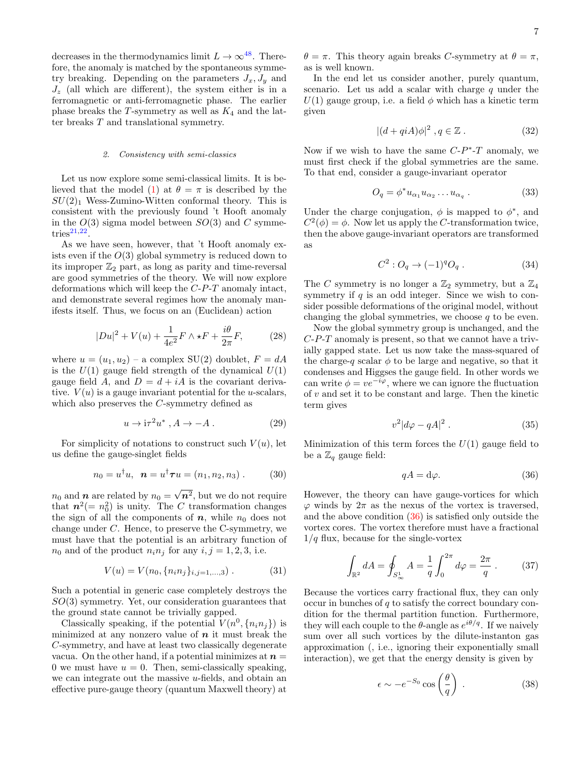decreases in the thermodynamics limit $L \to \infty$[48]. Therefore, the anomaly is matched by the spontaneous symmetry breaking. Depending on the parameters $J_x, J_y$ and $J_z$ (all which are different), the system either is in a ferromagnetic or anti-ferromagnetic phase. The earlier phase breaks the $T$-symmetry as well as $K_4$ and the latter breaks $T$ and translational symmetry.

#### 2. Consistency with semi-classics

Let us now explore some semi-classical limits. It is believed that the model (1) at $\theta = \pi$ is described by the $SU(2)_1$ Wess-Zumino-Witten conformal theory. This is consistent with the previously found 't Hooft anomaly in the $O(3)$ sigma model between $SO(3)$ and $C$ symmetries[21,22].

As we have seen, however, that 't Hooft anomaly exists even if the $O(3)$ global symmetry is reduced down to its improper $\mathbb{Z}_2$ part, as long as parity and time-reversal are good symmetries of the theory. We will now explore deformations which will keep the $C$-$P$-$T$ anomaly intact, and demonstrate several regimes how the anomaly manifests itself. Thus, we focus on an (Euclidean) action

$$|Du|^2 + V(u) + \frac{1}{4e^2} F \wedge \star F + \frac{i\theta}{2\pi} F, \tag{28}$$

where $u = (u_1, u_2)$ – a complex SU(2) doublet, $F = dA$ is the $U(1)$ gauge field strength of the dynamical $U(1)$ gauge field $A$, and $D = d + iA$ is the covariant derivative. $V(u)$ is a gauge invariant potential for the $u$-scalars, which also preserves the $C$-symmetry defined as

$$u \to \mathrm{i}\tau^2 u^* \, , A \to -A \, . \tag{29}$$

For simplicity of notations to construct such $V(u)$, let us define the gauge-singlet fields

$$n_0 = u^\dagger u, \;\; \boldsymbol{n} = u^\dagger \boldsymbol{\tau} u = (n_1, n_2, n_3) \, . \tag{30}$$

$n_0$ and $\boldsymbol{n}$ are related by $n_0 = \sqrt{\boldsymbol{n}^2}$, but we do not require that $\boldsymbol{n}^2 (= n_0^2)$ is unity. The $C$ transformation changes the sign of all the components of $\boldsymbol{n}$, while $n_0$ does not change under $C$. Hence, to preserve the C-symmetry, we must have that the potential is an arbitrary function of $n_0$ and of the product $n_i n_j$ for any $i, j = 1, 2, 3$, i.e.

$$V(u) = V(n_0, \{n_i n_j\}_{i,j=1,\ldots,3}) \, . \tag{31}$$

Such a potential in generic case completely destroys the $SO(3)$ symmetry. Yet, our consideration guarantees that the ground state cannot be trivially gapped.

Classically speaking, if the potential $V(n^0, \{n_i n_j\})$ is minimized at any nonzero value of $\boldsymbol{n}$ it must break the $C$-symmetry, and have at least two classically degenerate vacua. On the other hand, if a potential minimizes at $\boldsymbol{n} = 0$ we must have $u = 0$. Then, semi-classically speaking, we can integrate out the massive $u$-fields, and obtain an effective pure-gauge theory (quantum Maxwell theory) at $\theta = \pi$. This theory again breaks $C$-symmetry at $\theta = \pi$, as is well known.

In the end let us consider another, purely quantum, scenario. Let us add a scalar with charge $q$ under the $U(1)$ gauge group, i.e. a field $\phi$ which has a kinetic term given

$$|(d + qiA)\phi|^2 \, , q \in \mathbb{Z} \, . \tag{32}$$

Now if we wish to have the same $C$-$P^*$-$T$ anomaly, we must first check if the global symmetries are the same. To that end, consider a gauge-invariant operator

$$O_q = \phi^* u_{\alpha_1} u_{\alpha_2} \ldots u_{\alpha_q} \, . \tag{33}$$

Under the charge conjugation, $\phi$ is mapped to $\phi^*$, and $C^2(\phi) = \phi$. Now let us apply the $C$-transformation twice, then the above gauge-invariant operators are transformed as

$$C^2 : O_q \to (-1)^q O_q \, . \tag{34}$$

The $C$ symmetry is no longer a $\mathbb{Z}_2$ symmetry, but a $\mathbb{Z}_4$ symmetry if $q$ is an odd integer. Since we wish to consider possible deformations of the original model, without changing the global symmetries, we choose $q$ to be even.

Now the global symmetry group is unchanged, and the $C$-$P$-$T$ anomaly is present, so that we cannot have a trivially gapped state. Let us now take the mass-squared of the charge-$q$ scalar $\phi$ to be large and negative, so that it condenses and Higgses the gauge field. In other words we can write $\phi = v e^{-i\varphi}$, where we can ignore the fluctuation of $v$ and set it to be constant and large. Then the kinetic term gives

$$v^2 |d\varphi - qA|^2 \, . \tag{35}$$

Minimization of this term forces the $U(1)$ gauge field to be a $\mathbb{Z}_q$ gauge field:

$$qA = \mathrm{d}\varphi. \tag{36}$$

However, the theory can have gauge-vortices for which $\varphi$ winds by $2\pi$ as the nexus of the vortex is traversed, and the above condition (36) is satisfied only outside the vortex cores. The vortex therefore must have a fractional $1/q$ flux, because for the single-vortex

$$\int_{\mathbb{R}^2} dA = \oint_{S^1_\infty} A = \frac{1}{q} \int_0^{2\pi} d\varphi = \frac{2\pi}{q} \, . \tag{37}$$

Because the vortices carry fractional flux, they can only occur in bunches of $q$ to satisfy the correct boundary condition for the thermal partition function. Furthermore, they will each couple to the $\theta$-angle as $e^{i\theta/q}$. If we naively sum over all such vortices by the dilute-instanton gas approximation (, i.e., ignoring their exponentially small interaction), we get that the energy density is given by

$$\epsilon \sim -e^{-S_0} \cos\left(\frac{\theta}{q}\right) \, . \tag{38}$$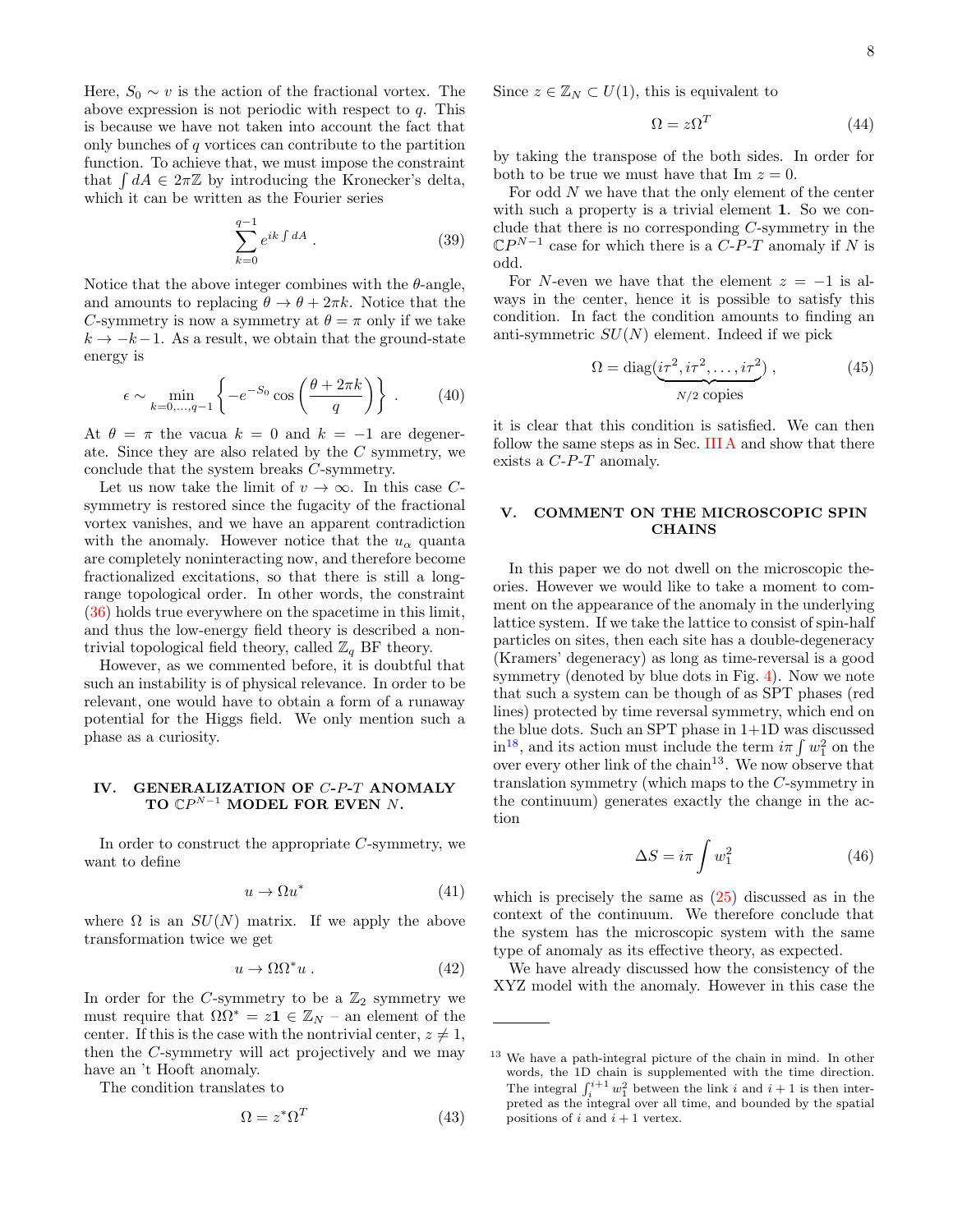Here, $S_0 \sim v$ is the action of the fractional vortex. The above expression is not periodic with respect to $q$. This is because we have not taken into account the fact that only bunches of $q$ vortices can contribute to the partition function. To achieve that, we must impose the constraint that $\int dA \in 2\pi\mathbb{Z}$ by introducing the Kronecker's delta, which it can be written as the Fourier series

$$\sum_{k=0}^{q-1} e^{ik\int dA} \,. \tag{39}$$

Notice that the above integer combines with the $\theta$-angle, and amounts to replacing $\theta \to \theta + 2\pi k$. Notice that the $C$-symmetry is now a symmetry at $\theta = \pi$ only if we take $k \to -k-1$. As a result, we obtain that the ground-state energy is

$$\epsilon \sim \min_{k=0,\ldots,q-1} \left\{ -e^{-S_0} \cos\left(\frac{\theta + 2\pi k}{q}\right) \right\} \,. \tag{40}$$

At $\theta = \pi$ the vacua $k = 0$ and $k = -1$ are degenerate. Since they are also related by the $C$ symmetry, we conclude that the system breaks $C$-symmetry.

Let us now take the limit of $v \to \infty$. In this case $C$-symmetry is restored since the fugacity of the fractional vortex vanishes, and we have an apparent contradiction with the anomaly. However notice that the $u_\alpha$ quanta are completely noninteracting now, and therefore become fractionalized excitations, so that there is still a long-range topological order. In other words, the constraint (36) holds true everywhere on the spacetime in this limit, and thus the low-energy field theory is described a non-trivial topological field theory, called $\mathbb{Z}_q$ BF theory.

However, as we commented before, it is doubtful that such an instability is of physical relevance. In order to be relevant, one would have to obtain a form of a runaway potential for the Higgs field. We only mention such a phase as a curiosity.

## IV. GENERALIZATION OF $C$-$P$-$T$ ANOMALY TO $\mathbb{C}P^{N-1}$ MODEL FOR EVEN $N$.

In order to construct the appropriate $C$-symmetry, we want to define

$$u \to \Omega u^* \tag{41}$$

where $\Omega$ is an $SU(N)$ matrix. If we apply the above transformation twice we get

$$u \to \Omega\Omega^* u \,. \tag{42}$$

In order for the $C$-symmetry to be a $\mathbb{Z}_2$ symmetry we must require that $\Omega\Omega^* = z\mathbf{1} \in \mathbb{Z}_N$ – an element of the center. If this is the case with the nontrivial center, $z \neq 1$, then the $C$-symmetry will act projectively and we may have an 't Hooft anomaly.

The condition translates to

$$\Omega = z^* \Omega^T \tag{43}$$

Since $z \in \mathbb{Z}_N \subset U(1)$, this is equivalent to

$$\Omega = z\Omega^T \tag{44}$$

by taking the transpose of the both sides. In order for both to be true we must have that $\mathrm{Im}\, z = 0$.

For odd $N$ we have that the only element of the center with such a property is a trivial element $\mathbf{1}$. So we conclude that there is no corresponding $C$-symmetry in the $\mathbb{C}P^{N-1}$ case for which there is a $C$-$P$-$T$ anomaly if $N$ is odd.

For $N$-even we have that the element $z = -1$ is always in the center, hence it is possible to satisfy this condition. In fact the condition amounts to finding an anti-symmetric $SU(N)$ element. Indeed if we pick

$$\Omega = \mathrm{diag}(\underbrace{i\tau^2, i\tau^2, \ldots, i\tau^2}_{N/2 \text{ copies}}) \,, \tag{45}$$

it is clear that this condition is satisfied. We can then follow the same steps as in Sec. III A and show that there exists a $C$-$P$-$T$ anomaly.

## V. COMMENT ON THE MICROSCOPIC SPIN CHAINS

In this paper we do not dwell on the microscopic theories. However we would like to take a moment to comment on the appearance of the anomaly in the underlying lattice system. If we take the lattice to consist of spin-half particles on sites, then each site has a double-degeneracy (Kramers' degeneracy) as long as time-reversal is a good symmetry (denoted by blue dots in Fig. 4). Now we note that such a system can be though of as SPT phases (red lines) protected by time reversal symmetry, which end on the blue dots. Such an SPT phase in 1+1D was discussed in[18], and its action must include the term $i\pi \int w_1^2$ on the over every other link of the chain[13]. We now observe that translation symmetry (which maps to the $C$-symmetry in the continuum) generates exactly the change in the action

$$\Delta S = i\pi \int w_1^2 \tag{46}$$

which is precisely the same as (25) discussed as in the context of the continuum. We therefore conclude that the system has the microscopic system with the same type of anomaly as its effective theory, as expected.

We have already discussed how the consistency of the XYZ model with the anomaly. However in this case the

[13] We have a path-integral picture of the chain in mind. In other words, the 1D chain is supplemented with the time direction. The integral $\int_i^{i+1} w_1^2$ between the link $i$ and $i+1$ is then interpreted as the integral over all time, and bounded by the spatial positions of $i$ and $i+1$ vertex.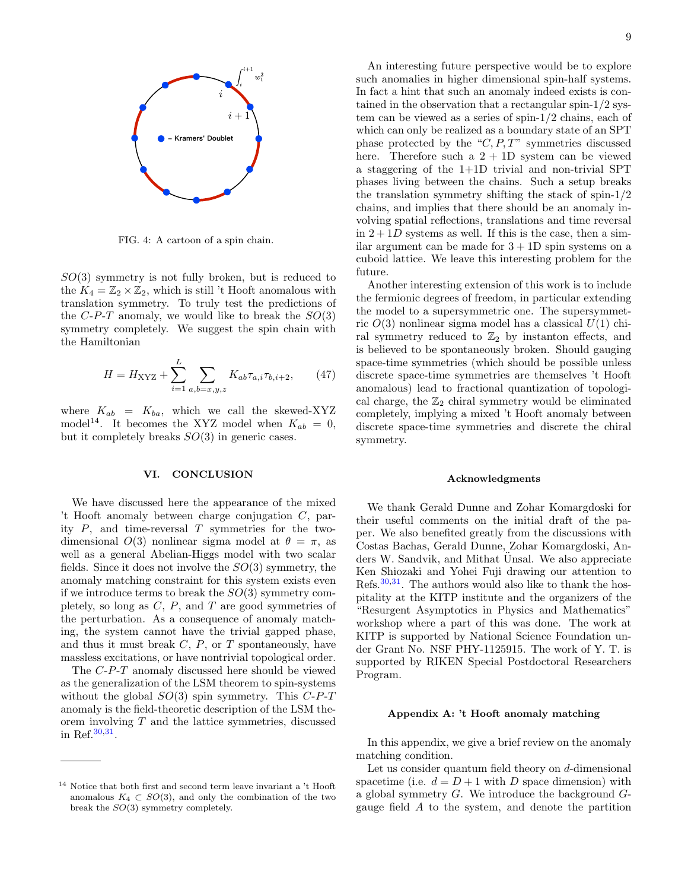FIG. 4: A cartoon of a spin chain.

$SO(3)$ symmetry is not fully broken, but is reduced to the $K_4 = \mathbb{Z}_2 \times \mathbb{Z}_2$, which is still 't Hooft anomalous with translation symmetry. To truly test the predictions of the $C$-$P$-$T$ anomaly, we would like to break the $SO(3)$ symmetry completely. We suggest the spin chain with the Hamiltonian

$$H = H_{\text{XYZ}} + \sum_{i=1}^{L} \sum_{a,b=x,y,z} K_{ab} \tau_{a,i} \tau_{b,i+2}, \tag{47}$$

where $K_{ab} = K_{ba}$, which we call the skewed-XYZ model[14]. It becomes the XYZ model when $K_{ab} = 0$, but it completely breaks $SO(3)$ in generic cases.

## VI. CONCLUSION

We have discussed here the appearance of the mixed 't Hooft anomaly between charge conjugation $C$, parity $P$, and time-reversal $T$ symmetries for the two-dimensional $O(3)$ nonlinear sigma model at $\theta = \pi$, as well as a general Abelian-Higgs model with two scalar fields. Since it does not involve the $SO(3)$ symmetry, the anomaly matching constraint for this system exists even if we introduce terms to break the $SO(3)$ symmetry completely, so long as $C$, $P$, and $T$ are good symmetries of the perturbation. As a consequence of anomaly matching, the system cannot have the trivial gapped phase, and thus it must break $C$, $P$, or $T$ spontaneously, have massless excitations, or have nontrivial topological order.

The $C$-$P$-$T$ anomaly discussed here should be viewed as the generalization of the LSM theorem to spin-systems without the global $SO(3)$ spin symmetry. This $C$-$P$-$T$ anomaly is the field-theoretic description of the LSM theorem involving $T$ and the lattice symmetries, discussed in Ref.[30,31].

An interesting future perspective would be to explore such anomalies in higher dimensional spin-half systems. In fact a hint that such an anomaly indeed exists is contained in the observation that a rectangular spin-1/2 system can be viewed as a series of spin-1/2 chains, each of which can only be realized as a boundary state of an SPT phase protected by the "$C, P, T$" symmetries discussed here. Therefore such a $2+1$D system can be viewed a staggering of the 1+1D trivial and non-trivial SPT phases living between the chains. Such a setup breaks the translation symmetry shifting the stack of spin-1/2 chains, and implies that there should be an anomaly involving spatial reflections, translations and time reversal in $2+1D$ systems as well. If this is the case, then a similar argument can be made for $3+1$D spin systems on a cuboid lattice. We leave this interesting problem for the future.

Another interesting extension of this work is to include the fermionic degrees of freedom, in particular extending the model to a supersymmetric one. The supersymmetric $O(3)$ nonlinear sigma model has a classical $U(1)$ chiral symmetry reduced to $\mathbb{Z}_2$ by instanton effects, and is believed to be spontaneously broken. Should gauging space-time symmetries (which should be possible unless discrete space-time symmetries are themselves 't Hooft anomalous) lead to fractional quantization of topological charge, the $\mathbb{Z}_2$ chiral symmetry would be eliminated completely, implying a mixed 't Hooft anomaly between discrete space-time symmetries and discrete the chiral symmetry.

### Acknowledgments

We thank Gerald Dunne and Zohar Komargdoski for their useful comments on the initial draft of the paper. We also benefited greatly from the discussions with Costas Bachas, Gerald Dunne, Zohar Komargdoski, Anders W. Sandvik, and Mithat Ünsal. We also appreciate Ken Shiozaki and Yohei Fuji drawing our attention to Refs.[30,31]. The authors would also like to thank the hospitality at the KITP institute and the organizers of the "Resurgent Asymptotics in Physics and Mathematics" workshop where a part of this was done. The work at KITP is supported by National Science Foundation under Grant No. NSF PHY-1125915. The work of Y. T. is supported by RIKEN Special Postdoctoral Researchers Program.

### Appendix A: 't Hooft anomaly matching

In this appendix, we give a brief review on the anomaly matching condition.

Let us consider quantum field theory on $d$-dimensional spacetime (i.e. $d = D+1$ with $D$ space dimension) with a global symmetry $G$. We introduce the background $G$-gauge field $A$ to the system, and denote the partition

[14] Notice that both first and second term leave invariant a 't Hooft anomalous $K_4 \subset SO(3)$, and only the combination of the two break the $SO(3)$ symmetry completely.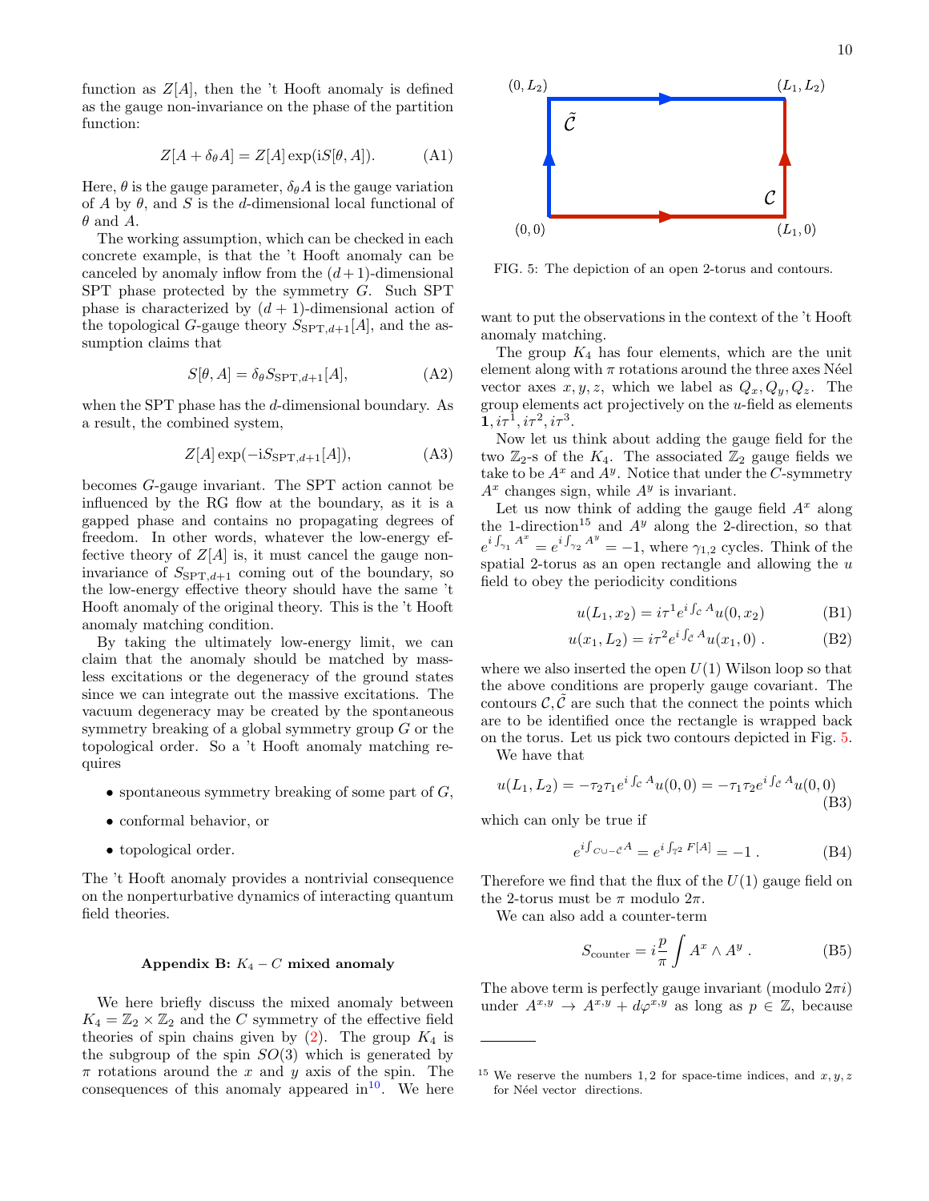function as $Z[A]$, then the 't Hooft anomaly is defined as the gauge non-invariance on the phase of the partition function:

$$Z[A + \delta_\theta A] = Z[A] \exp(\mathrm{i}S[\theta, A]). \tag{A1}$$

Here, $\theta$ is the gauge parameter, $\delta_\theta A$ is the gauge variation of $A$ by $\theta$, and $S$ is the $d$-dimensional local functional of $\theta$ and $A$.

The working assumption, which can be checked in each concrete example, is that the 't Hooft anomaly can be canceled by anomaly inflow from the $(d+1)$-dimensional SPT phase protected by the symmetry $G$. Such SPT phase is characterized by $(d+1)$-dimensional action of the topological $G$-gauge theory $S_{\mathrm{SPT},d+1}[A]$, and the assumption claims that

$$S[\theta, A] = \delta_\theta S_{\mathrm{SPT},d+1}[A], \tag{A2}$$

when the SPT phase has the $d$-dimensional boundary. As a result, the combined system,

$$Z[A] \exp(-\mathrm{i}S_{\mathrm{SPT},d+1}[A]), \tag{A3}$$

becomes $G$-gauge invariant. The SPT action cannot be influenced by the RG flow at the boundary, as it is a gapped phase and contains no propagating degrees of freedom. In other words, whatever the low-energy effective theory of $Z[A]$ is, it must cancel the gauge non-invariance of $S_{\mathrm{SPT},d+1}$ coming out of the boundary, so the low-energy effective theory should have the same 't Hooft anomaly of the original theory. This is the 't Hooft anomaly matching condition.

By taking the ultimately low-energy limit, we can claim that the anomaly should be matched by massless excitations or the degeneracy of the ground states since we can integrate out the massive excitations. The vacuum degeneracy may be created by the spontaneous symmetry breaking of a global symmetry group $G$ or the topological order. So a 't Hooft anomaly matching requires

- spontaneous symmetry breaking of some part of $G$,
- conformal behavior, or
- topological order.

The 't Hooft anomaly provides a nontrivial consequence on the nonperturbative dynamics of interacting quantum field theories.

## Appendix B: $K_4 - C$ mixed anomaly

We here briefly discuss the mixed anomaly between $K_4 = \mathbb{Z}_2 \times \mathbb{Z}_2$ and the $C$ symmetry of the effective field theories of spin chains given by (2). The group $K_4$ is the subgroup of the spin $SO(3)$ which is generated by $\pi$ rotations around the $x$ and $y$ axis of the spin. The consequences of this anomaly appeared in[10]. We here want to put the observations in the context of the 't Hooft anomaly matching.

FIG. 5: The depiction of an open 2-torus and contours.

The group $K_4$ has four elements, which are the unit element along with $\pi$ rotations around the three axes Néel vector axes $x, y, z$, which we label as $Q_x, Q_y, Q_z$. The group elements act projectively on the $u$-field as elements $\mathbf{1}, i\tau^1, i\tau^2, i\tau^3$.

Now let us think about adding the gauge field for the two $\mathbb{Z}_2$-s of the $K_4$. The associated $\mathbb{Z}_2$ gauge fields we take to be $A^x$ and $A^y$. Notice that under the $C$-symmetry $A^x$ changes sign, while $A^y$ is invariant.

Let us now think of adding the gauge field $A^x$ along the 1-direction[15] and $A^y$ along the 2-direction, so that $e^{i\int_{\gamma_1} A^x} = e^{i\int_{\gamma_2} A^y} = -1$, where $\gamma_{1,2}$ cycles. Think of the spatial 2-torus as an open rectangle and allowing the $u$ field to obey the periodicity conditions

$$u(L_1, x_2) = i\tau^1 e^{i\int_{\mathcal{C}} A} u(0, x_2) \tag{B1}$$

$$u(x_1, L_2) = i\tau^2 e^{i\int_{\tilde{\mathcal{C}}} A} u(x_1, 0)\ . \tag{B2}$$

where we also inserted the open $U(1)$ Wilson loop so that the above conditions are properly gauge covariant. The contours $\mathcal{C}, \tilde{\mathcal{C}}$ are such that the connect the points which are to be identified once the rectangle is wrapped back on the torus. Let us pick two contours depicted in Fig. 5.

We have that

$$u(L_1, L_2) = -\tau_2\tau_1 e^{i\int_{\mathcal{C}} A} u(0,0) = -\tau_1\tau_2 e^{i\int_{\tilde{\mathcal{C}}} A} u(0,0) \tag{B3}$$

which can only be true if

$$e^{i\int_{\mathcal{C}\cup -\tilde{\mathcal{C}}} A} = e^{i\int_{\mathbb{T}^2} F[A]} = -1\ . \tag{B4}$$

Therefore we find that the flux of the $U(1)$ gauge field on the 2-torus must be $\pi$ modulo $2\pi$.

We can also add a counter-term

$$S_{\text{counter}} = i\frac{p}{\pi}\int A^x \wedge A^y\ . \tag{B5}$$

The above term is perfectly gauge invariant (modulo $2\pi i$) under $A^{x,y} \to A^{x,y} + d\varphi^{x,y}$ as long as $p \in \mathbb{Z}$, because

[15] We reserve the numbers $1, 2$ for space-time indices, and $x, y, z$ for Néel vector directions.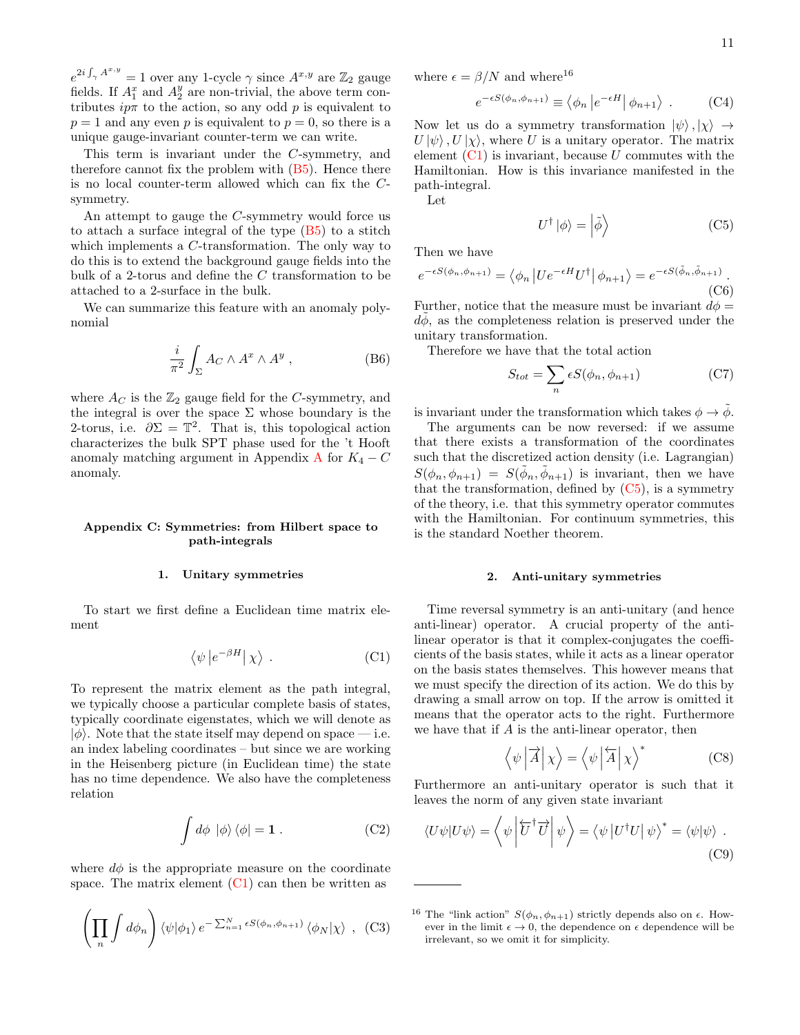$e^{2i\int_\gamma A^{x,y}} = 1$ over any 1-cycle $\gamma$ since $A^{x,y}$ are $\mathbb{Z}_2$ gauge fields. If $A_1^x$ and $A_2^y$ are non-trivial, the above term contributes $ip\pi$ to the action, so any odd $p$ is equivalent to $p = 1$ and any even $p$ is equivalent to $p = 0$, so there is a unique gauge-invariant counter-term we can write.

This term is invariant under the $C$-symmetry, and therefore cannot fix the problem with (B5). Hence there is no local counter-term allowed which can fix the $C$-symmetry.

An attempt to gauge the $C$-symmetry would force us to attach a surface integral of the type (B5) to a stitch which implements a $C$-transformation. The only way to do this is to extend the background gauge fields into the bulk of a 2-torus and define the $C$ transformation to be attached to a 2-surface in the bulk.

We can summarize this feature with an anomaly polynomial

$$\frac{i}{\pi^2}\int_\Sigma A_C \wedge A^x \wedge A^y \ , \tag{B6}$$

where $A_C$ is the $\mathbb{Z}_2$ gauge field for the $C$-symmetry, and the integral is over the space $\Sigma$ whose boundary is the 2-torus, i.e. $\partial\Sigma = \mathbb{T}^2$. That is, this topological action characterizes the bulk SPT phase used for the 't Hooft anomaly matching argument in Appendix A for $K_4 - C$ anomaly.

## Appendix C: Symmetries: from Hilbert space to path-integrals

### 1. Unitary symmetries

To start we first define a Euclidean time matrix element

$$\left\langle \psi \left| e^{-\beta H} \right| \chi \right\rangle \ . \tag{C1}$$

To represent the matrix element as the path integral, we typically choose a particular complete basis of states, typically coordinate eigenstates, which we will denote as $|\phi\rangle$. Note that the state itself may depend on space — i.e. an index labeling coordinates – but since we are working in the Heisenberg picture (in Euclidean time) the state has no time dependence. We also have the completeness relation

$$\int d\phi \ |\phi\rangle\langle\phi| = \mathbf{1} \ . \tag{C2}$$

where $d\phi$ is the appropriate measure on the coordinate space. The matrix element (C1) can then be written as

$$\left(\prod_n \int d\phi_n\right) \langle\psi|\phi_1\rangle\, e^{-\sum_{n=1}^N \epsilon S(\phi_n,\phi_{n+1})}\, \langle\phi_N|\chi\rangle \ , \tag{C3}$$

where $\epsilon = \beta/N$ and where[16]

$$e^{-\epsilon S(\phi_n,\phi_{n+1})} \equiv \left\langle \phi_n \left| e^{-\epsilon H} \right| \phi_{n+1} \right\rangle \ . \tag{C4}$$

Now let us do a symmetry transformation $|\psi\rangle, |\chi\rangle \to U|\psi\rangle, U|\chi\rangle$, where $U$ is a unitary operator. The matrix element (C1) is invariant, because $U$ commutes with the Hamiltonian. How is this invariance manifested in the path-integral.

Let

$$U^\dagger |\phi\rangle = \left|\tilde\phi\right\rangle \tag{C5}$$

Then we have

$$e^{-\epsilon S(\phi_n,\phi_{n+1})} = \left\langle \phi_n \left| U e^{-\epsilon H} U^\dagger \right| \phi_{n+1} \right\rangle = e^{-\epsilon S(\tilde\phi_n,\tilde\phi_{n+1})} \ . \tag{C6}$$

Further, notice that the measure must be invariant $d\phi = d\tilde\phi$, as the completeness relation is preserved under the unitary transformation.

Therefore we have that the total action

$$S_{tot} = \sum_n \epsilon S(\phi_n, \phi_{n+1}) \tag{C7}$$

is invariant under the transformation which takes $\phi \to \tilde\phi$.

The arguments can be now reversed: if we assume that there exists a transformation of the coordinates such that the discretized action density (i.e. Lagrangian) $S(\phi_n,\phi_{n+1}) = S(\tilde\phi_n,\tilde\phi_{n+1})$ is invariant, then we have that the transformation, defined by (C5), is a symmetry of the theory, i.e. that this symmetry operator commutes with the Hamiltonian. For continuum symmetries, this is the standard Noether theorem.

### 2. Anti-unitary symmetries

Time reversal symmetry is an anti-unitary (and hence anti-linear) operator. A crucial property of the anti-linear operator is that it complex-conjugates the coefficients of the basis states, while it acts as a linear operator on the basis states themselves. This however means that we must specify the direction of its action. We do this by drawing a small arrow on top. If the arrow is omitted it means that the operator acts to the right. Furthermore we have that if $A$ is the anti-linear operator, then

$$\left\langle \psi \left| \overrightarrow{A} \right| \chi \right\rangle = \left\langle \psi \left| \overleftarrow{A} \right| \chi \right\rangle^* \tag{C8}$$

Furthermore an anti-unitary operator is such that it leaves the norm of any given state invariant

$$\langle U\psi|U\psi\rangle = \left\langle \psi \left| \overleftarrow{U}^\dagger \overrightarrow{U} \right| \psi \right\rangle = \left\langle \psi \left| U^\dagger U \right| \psi \right\rangle^* = \langle\psi|\psi\rangle \ . \tag{C9}$$

[16] The "link action" $S(\phi_n,\phi_{n+1})$ strictly depends also on $\epsilon$. However in the limit $\epsilon \to 0$, the dependence on $\epsilon$ dependence will be irrelevant, so we omit it for simplicity.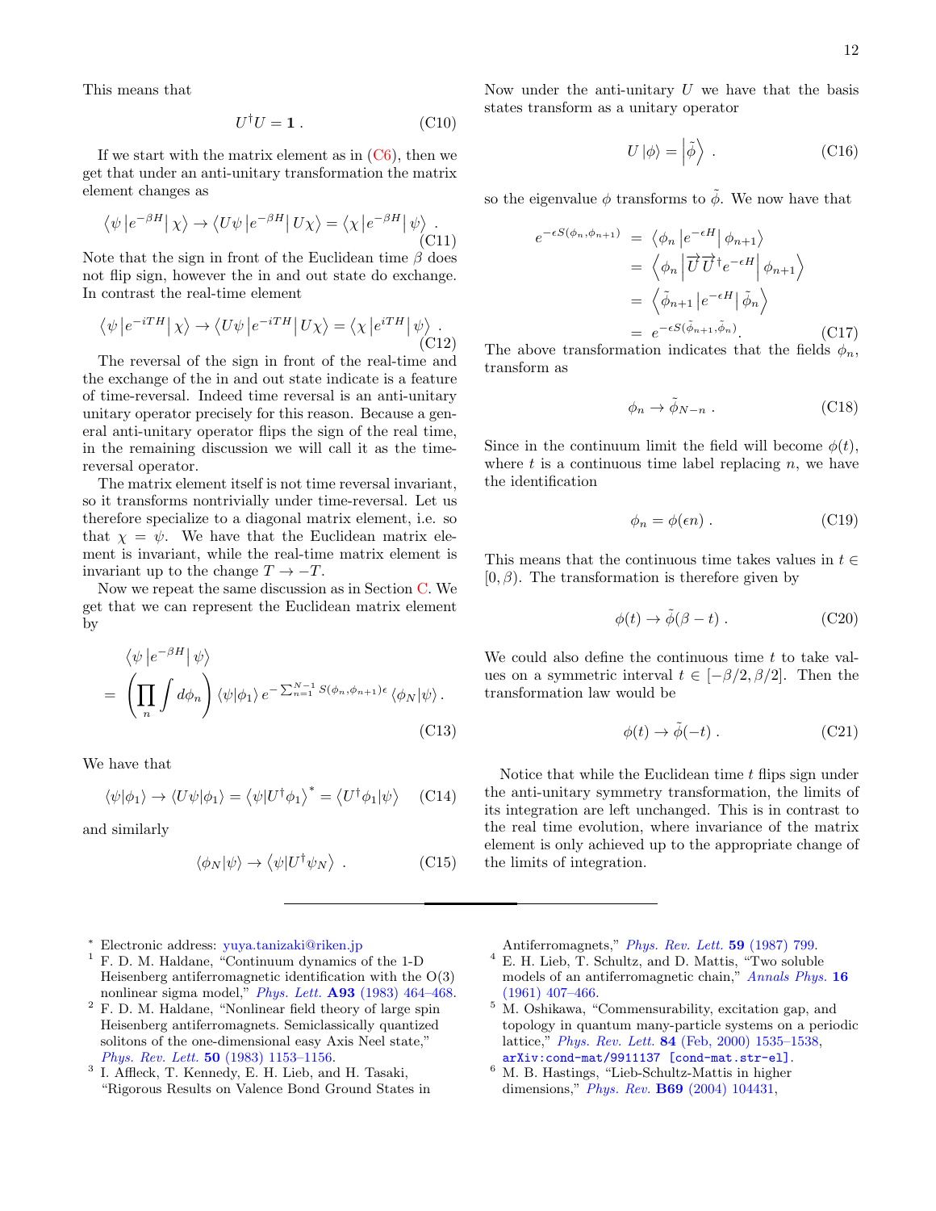This means that

$$U^\dagger U = \mathbf{1}\,. \tag{C10}$$

If we start with the matrix element as in (C6), then we get that under an anti-unitary transformation the matrix element changes as

$$\left\langle \psi \left| e^{-\beta H} \right| \chi \right\rangle \to \left\langle U\psi \left| e^{-\beta H} \right| U\chi \right\rangle = \left\langle \chi \left| e^{-\beta H} \right| \psi \right\rangle . \tag{C11}$$

Note that the sign in front of the Euclidean time $\beta$ does not flip sign, however the in and out state do exchange. In contrast the real-time element

$$\left\langle \psi \left| e^{-iTH} \right| \chi \right\rangle \to \left\langle U\psi \left| e^{-iTH} \right| U\chi \right\rangle = \left\langle \chi \left| e^{iTH} \right| \psi \right\rangle . \tag{C12}$$

The reversal of the sign in front of the real-time and the exchange of the in and out state indicate is a feature of time-reversal. Indeed time reversal is an anti-unitary unitary operator precisely for this reason. Because a general anti-unitary operator flips the sign of the real time, in the remaining discussion we will call it as the time-reversal operator.

The matrix element itself is not time reversal invariant, so it transforms nontrivially under time-reversal. Let us therefore specialize to a diagonal matrix element, i.e. so that $\chi = \psi$. We have that the Euclidean matrix element is invariant, while the real-time matrix element is invariant up to the change $T \to -T$.

Now we repeat the same discussion as in Section C. We get that we can represent the Euclidean matrix element by

$$\begin{aligned} &\left\langle \psi \left| e^{-\beta H} \right| \psi \right\rangle \\ &= \left( \prod_n \int d\phi_n \right) \langle \psi | \phi_1 \rangle \, e^{-\sum_{n=1}^{N-1} S(\phi_n, \phi_{n+1})\epsilon} \, \langle \phi_N | \psi \rangle \,. \end{aligned} \tag{C13}$$

We have that

$$\langle \psi | \phi_1 \rangle \to \langle U\psi | \phi_1 \rangle = \left\langle \psi | U^\dagger \phi_1 \right\rangle^* = \left\langle U^\dagger \phi_1 | \psi \right\rangle \tag{C14}$$

and similarly

$$\langle \phi_N | \psi \rangle \to \left\langle \psi | U^\dagger \psi_N \right\rangle \,. \tag{C15}$$

Now under the anti-unitary $U$ we have that the basis states transform as a unitary operator

$$U \left| \phi \right\rangle = \left| \tilde{\phi} \right\rangle \,. \tag{C16}$$

so the eigenvalue $\phi$ transforms to $\tilde{\phi}$. We now have that

$$\begin{aligned} e^{-\epsilon S(\phi_n, \phi_{n+1})} &= \left\langle \phi_n \left| e^{-\epsilon H} \right| \phi_{n+1} \right\rangle \\ &= \left\langle \phi_n \left| \overrightarrow{U}\, \overrightarrow{U}^\dagger e^{-\epsilon H} \right| \phi_{n+1} \right\rangle \\ &= \left\langle \tilde{\phi}_{n+1} \left| e^{-\epsilon H} \right| \tilde{\phi}_n \right\rangle \\ &= e^{-\epsilon S(\tilde{\phi}_{n+1}, \tilde{\phi}_n)} . \end{aligned} \tag{C17}$$

The above transformation indicates that the fields $\phi_n$, transform as

$$\phi_n \to \tilde{\phi}_{N-n} \,. \tag{C18}$$

Since in the continuum limit the field will become $\phi(t)$, where $t$ is a continuous time label replacing $n$, we have the identification

$$\phi_n = \phi(\epsilon n) \,. \tag{C19}$$

This means that the continuous time takes values in $t \in [0, \beta)$. The transformation is therefore given by

$$\phi(t) \to \tilde{\phi}(\beta - t) \,. \tag{C20}$$

We could also define the continuous time $t$ to take values on a symmetric interval $t \in [-\beta/2, \beta/2]$. Then the transformation law would be

$$\phi(t) \to \tilde{\phi}(-t) \,. \tag{C21}$$

Notice that while the Euclidean time $t$ flips sign under the anti-unitary symmetry transformation, the limits of its integration are left unchanged. This is in contrast to the real time evolution, where invariance of the matrix element is only achieved up to the appropriate change of the limits of integration.

---

[*] Electronic address: yuya.tanizaki@riken.jp

[1] F. D. M. Haldane, "Continuum dynamics of the 1-D Heisenberg antiferromagnetic identification with the O(3) nonlinear sigma model," *Phys. Lett.* **A93** (1983) 464–468.

[2] F. D. M. Haldane, "Nonlinear field theory of large spin Heisenberg antiferromagnets. Semiclassically quantized solitons of the one-dimensional easy Axis Neel state," *Phys. Rev. Lett.* **50** (1983) 1153–1156.

[3] I. Affleck, T. Kennedy, E. H. Lieb, and H. Tasaki, "Rigorous Results on Valence Bond Ground States in Antiferromagnets," *Phys. Rev. Lett.* **59** (1987) 799.

[4] E. H. Lieb, T. Schultz, and D. Mattis, "Two soluble models of an antiferromagnetic chain," *Annals Phys.* **16** (1961) 407–466.

[5] M. Oshikawa, "Commensurability, excitation gap, and topology in quantum many-particle systems on a periodic lattice," *Phys. Rev. Lett.* **84** (Feb, 2000) 1535–1538, arXiv:cond-mat/9911137 [cond-mat.str-el].

[6] M. B. Hastings, "Lieb-Schultz-Mattis in higher dimensions," *Phys. Rev.* **B69** (2004) 104431,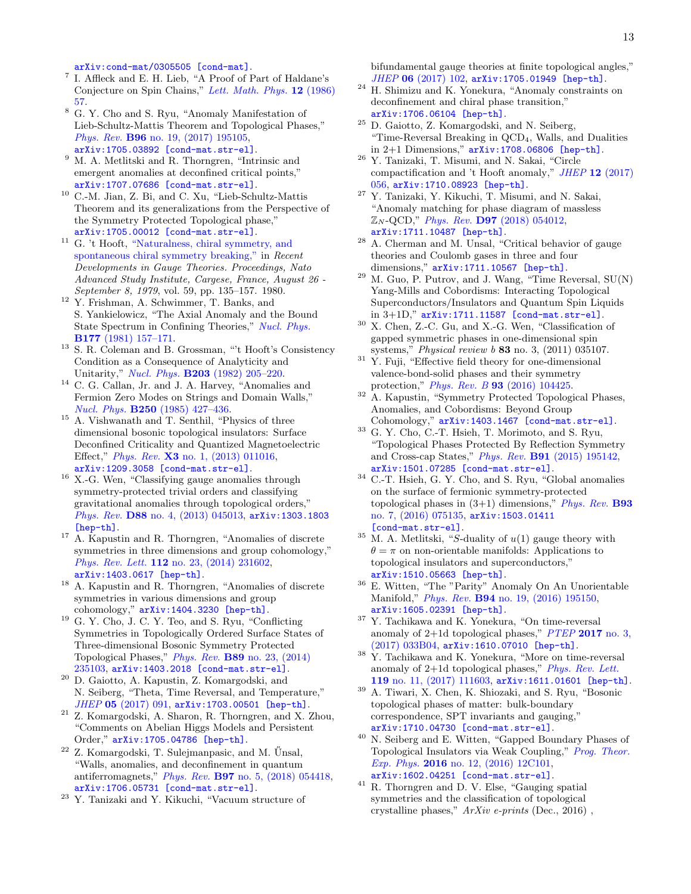arXiv:cond-mat/0305505 [cond-mat].

[7] I. Affleck and E. H. Lieb, "A Proof of Part of Haldane's Conjecture on Spin Chains," *Lett. Math. Phys.* **12** (1986) 57.

[8] G. Y. Cho and S. Ryu, "Anomaly Manifestation of Lieb-Schultz-Mattis Theorem and Topological Phases," *Phys. Rev.* **B96** no. 19, (2017) 195105, arXiv:1705.03892 [cond-mat.str-el].

[9] M. A. Metlitski and R. Thorngren, "Intrinsic and emergent anomalies at deconfined critical points," arXiv:1707.07686 [cond-mat.str-el].

[10] C.-M. Jian, Z. Bi, and C. Xu, "Lieb-Schultz-Mattis Theorem and its generalizations from the Perspective of the Symmetry Protected Topological phase," arXiv:1705.00012 [cond-mat.str-el].

[11] G. 't Hooft, "Naturalness, chiral symmetry, and spontaneous chiral symmetry breaking," in *Recent Developments in Gauge Theories. Proceedings, Nato Advanced Study Institute, Cargese, France, August 26 - September 8, 1979*, vol. 59, pp. 135–157. 1980.

[12] Y. Frishman, A. Schwimmer, T. Banks, and S. Yankielowicz, "The Axial Anomaly and the Bound State Spectrum in Confining Theories," *Nucl. Phys.* **B177** (1981) 157–171.

[13] S. R. Coleman and B. Grossman, "'t Hooft's Consistency Condition as a Consequence of Analyticity and Unitarity," *Nucl. Phys.* **B203** (1982) 205–220.

[14] C. G. Callan, Jr. and J. A. Harvey, "Anomalies and Fermion Zero Modes on Strings and Domain Walls," *Nucl. Phys.* **B250** (1985) 427–436.

[15] A. Vishwanath and T. Senthil, "Physics of three dimensional bosonic topological insulators: Surface Deconfined Criticality and Quantized Magnetoelectric Effect," *Phys. Rev.* **X3** no. 1, (2013) 011016, arXiv:1209.3058 [cond-mat.str-el].

[16] X.-G. Wen, "Classifying gauge anomalies through symmetry-protected trivial orders and classifying gravitational anomalies through topological orders," *Phys. Rev.* **D88** no. 4, (2013) 045013, arXiv:1303.1803 [hep-th].

[17] A. Kapustin and R. Thorngren, "Anomalies of discrete symmetries in three dimensions and group cohomology," *Phys. Rev. Lett.* **112** no. 23, (2014) 231602, arXiv:1403.0617 [hep-th].

[18] A. Kapustin and R. Thorngren, "Anomalies of discrete symmetries in various dimensions and group cohomology," arXiv:1404.3230 [hep-th].

[19] G. Y. Cho, J. C. Y. Teo, and S. Ryu, "Conflicting Symmetries in Topologically Ordered Surface States of Three-dimensional Bosonic Symmetry Protected Topological Phases," *Phys. Rev.* **B89** no. 23, (2014) 235103, arXiv:1403.2018 [cond-mat.str-el].

[20] D. Gaiotto, A. Kapustin, Z. Komargodski, and N. Seiberg, "Theta, Time Reversal, and Temperature," *JHEP* **05** (2017) 091, arXiv:1703.00501 [hep-th].

[21] Z. Komargodski, A. Sharon, R. Thorngren, and X. Zhou, "Comments on Abelian Higgs Models and Persistent Order," arXiv:1705.04786 [hep-th].

[22] Z. Komargodski, T. Sulejmanpasic, and M. Űnsal, "Walls, anomalies, and deconfinement in quantum antiferromagnets," *Phys. Rev.* **B97** no. 5, (2018) 054418, arXiv:1706.05731 [cond-mat.str-el].

[23] Y. Tanizaki and Y. Kikuchi, "Vacuum structure of bifundamental gauge theories at finite topological angles," *JHEP* **06** (2017) 102, arXiv:1705.01949 [hep-th].

[24] H. Shimizu and K. Yonekura, "Anomaly constraints on deconfinement and chiral phase transition," arXiv:1706.06104 [hep-th].

[25] D. Gaiotto, Z. Komargodski, and N. Seiberg, "Time-Reversal Breaking in QCD$_4$, Walls, and Dualities in 2+1 Dimensions," arXiv:1708.06806 [hep-th].

[26] Y. Tanizaki, T. Misumi, and N. Sakai, "Circle compactification and 't Hooft anomaly," *JHEP* **12** (2017) 056, arXiv:1710.08923 [hep-th].

[27] Y. Tanizaki, Y. Kikuchi, T. Misumi, and N. Sakai, "Anomaly matching for phase diagram of massless $\mathbb{Z}_N$-QCD," *Phys. Rev.* **D97** (2018) 054012, arXiv:1711.10487 [hep-th].

[28] A. Cherman and M. Unsal, "Critical behavior of gauge theories and Coulomb gases in three and four dimensions," arXiv:1711.10567 [hep-th].

[29] M. Guo, P. Putrov, and J. Wang, "Time Reversal, SU(N) Yang-Mills and Cobordisms: Interacting Topological Superconductors/Insulators and Quantum Spin Liquids in 3+1D," arXiv:1711.11587 [cond-mat.str-el].

[30] X. Chen, Z.-C. Gu, and X.-G. Wen, "Classification of gapped symmetric phases in one-dimensional spin systems," *Physical review b* **83** no. 3, (2011) 035107.

[31] Y. Fuji, "Effective field theory for one-dimensional valence-bond-solid phases and their symmetry protection," *Phys. Rev. B* **93** (2016) 104425.

[32] A. Kapustin, "Symmetry Protected Topological Phases, Anomalies, and Cobordisms: Beyond Group Cohomology," arXiv:1403.1467 [cond-mat.str-el].

[33] G. Y. Cho, C.-T. Hsieh, T. Morimoto, and S. Ryu, "Topological Phases Protected By Reflection Symmetry and Cross-cap States," *Phys. Rev.* **B91** (2015) 195142, arXiv:1501.07285 [cond-mat.str-el].

[34] C.-T. Hsieh, G. Y. Cho, and S. Ryu, "Global anomalies on the surface of fermionic symmetry-protected topological phases in (3+1) dimensions," *Phys. Rev.* **B93** no. 7, (2016) 075135, arXiv:1503.01411 [cond-mat.str-el].

[35] M. A. Metlitski, "$S$-duality of $u(1)$ gauge theory with $\theta = \pi$ on non-orientable manifolds: Applications to topological insulators and superconductors," arXiv:1510.05663 [hep-th].

[36] E. Witten, "The "Parity" Anomaly On An Unorientable Manifold," *Phys. Rev.* **B94** no. 19, (2016) 195150, arXiv:1605.02391 [hep-th].

[37] Y. Tachikawa and K. Yonekura, "On time-reversal anomaly of 2+1d topological phases," *PTEP* **2017** no. 3, (2017) 033B04, arXiv:1610.07010 [hep-th].

[38] Y. Tachikawa and K. Yonekura, "More on time-reversal anomaly of 2+1d topological phases," *Phys. Rev. Lett.* **119** no. 11, (2017) 111603, arXiv:1611.01601 [hep-th].

[39] A. Tiwari, X. Chen, K. Shiozaki, and S. Ryu, "Bosonic topological phases of matter: bulk-boundary correspondence, SPT invariants and gauging," arXiv:1710.04730 [cond-mat.str-el].

[40] N. Seiberg and E. Witten, "Gapped Boundary Phases of Topological Insulators via Weak Coupling," *Prog. Theor. Exp. Phys.* **2016** no. 12, (2016) 12C101, arXiv:1602.04251 [cond-mat.str-el].

[41] R. Thorngren and D. V. Else, "Gauging spatial symmetries and the classification of topological crystalline phases," *ArXiv e-prints* (Dec., 2016) ,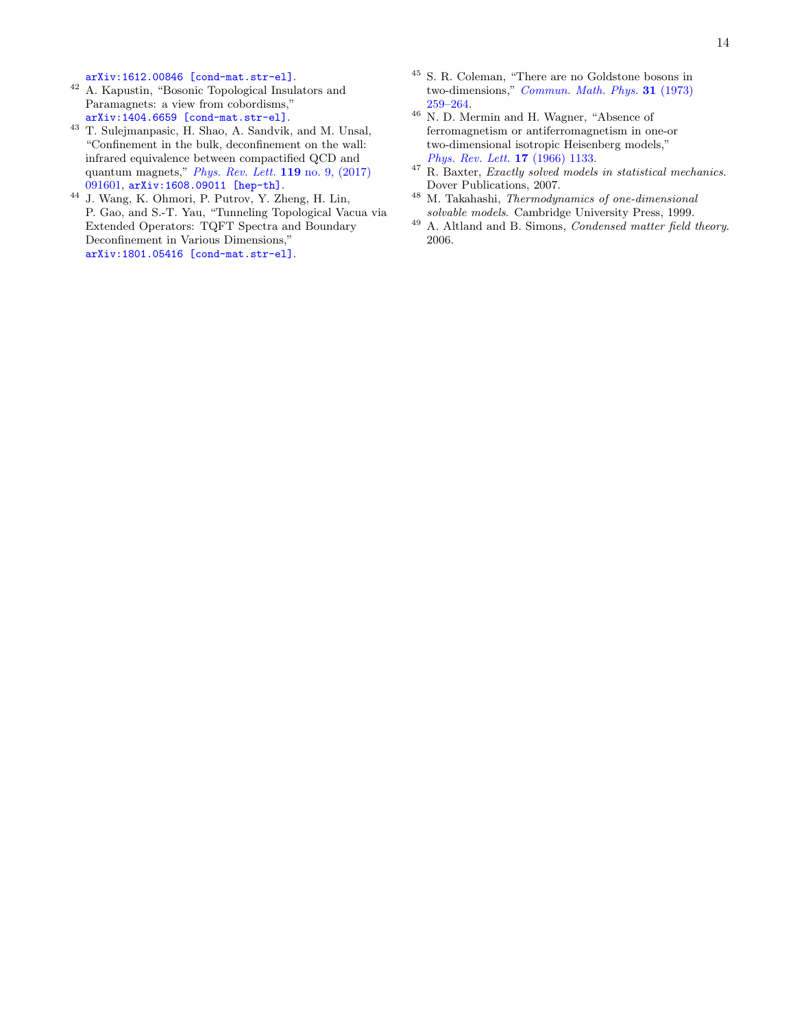arXiv:1612.00846 [cond-mat.str-el].

[42] A. Kapustin, "Bosonic Topological Insulators and Paramagnets: a view from cobordisms," arXiv:1404.6659 [cond-mat.str-el].

[43] T. Sulejmanpasic, H. Shao, A. Sandvik, and M. Unsal, "Confinement in the bulk, deconfinement on the wall: infrared equivalence between compactified QCD and quantum magnets," *Phys. Rev. Lett.* **119** no. 9, (2017) 091601, arXiv:1608.09011 [hep-th].

[44] J. Wang, K. Ohmori, P. Putrov, Y. Zheng, H. Lin, P. Gao, and S.-T. Yau, "Tunneling Topological Vacua via Extended Operators: TQFT Spectra and Boundary Deconfinement in Various Dimensions," arXiv:1801.05416 [cond-mat.str-el].

[45] S. R. Coleman, "There are no Goldstone bosons in two-dimensions," *Commun. Math. Phys.* **31** (1973) 259–264.

[46] N. D. Mermin and H. Wagner, "Absence of ferromagnetism or antiferromagnetism in one-or two-dimensional isotropic Heisenberg models," *Phys. Rev. Lett.* **17** (1966) 1133.

[47] R. Baxter, *Exactly solved models in statistical mechanics*. Dover Publications, 2007.

[48] M. Takahashi, *Thermodynamics of one-dimensional solvable models*. Cambridge University Press, 1999.

[49] A. Altland and B. Simons, *Condensed matter field theory*. 2006.